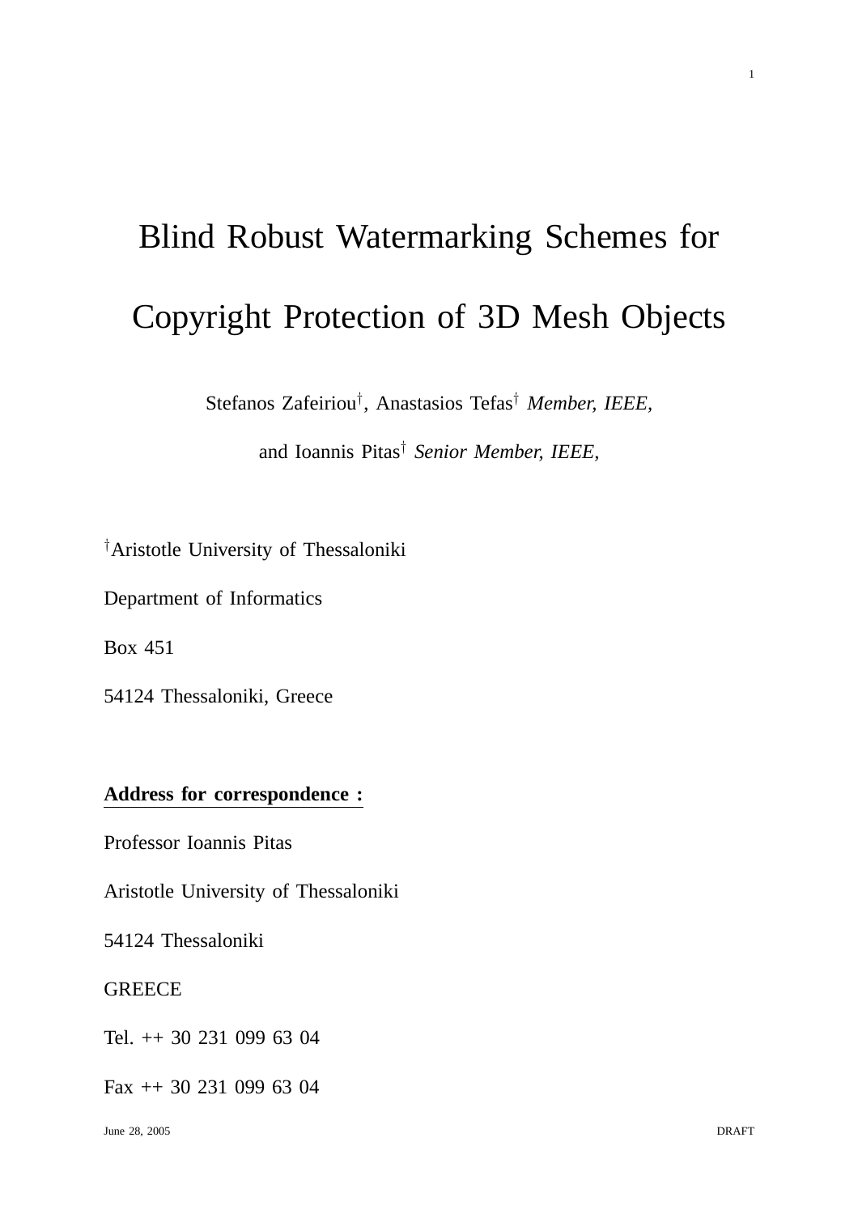# Blind Robust Watermarking Schemes for Copyright Protection of 3D Mesh Objects

Stefanos Zafeiriou[†], Anastasios Tefas[†] *Member, IEEE,*

and Ioannis Pitas[†] *Senior Member, IEEE,*

[†]Aristotle University of Thessaloniki

Department of Informatics

Box 451

54124 Thessaloniki, Greece

**Address for correspondence :**

Professor Ioannis Pitas

Aristotle University of Thessaloniki

54124 Thessaloniki

GREECE

Tel. ++ 30 231 099 63 04

Fax ++ 30 231 099 63 04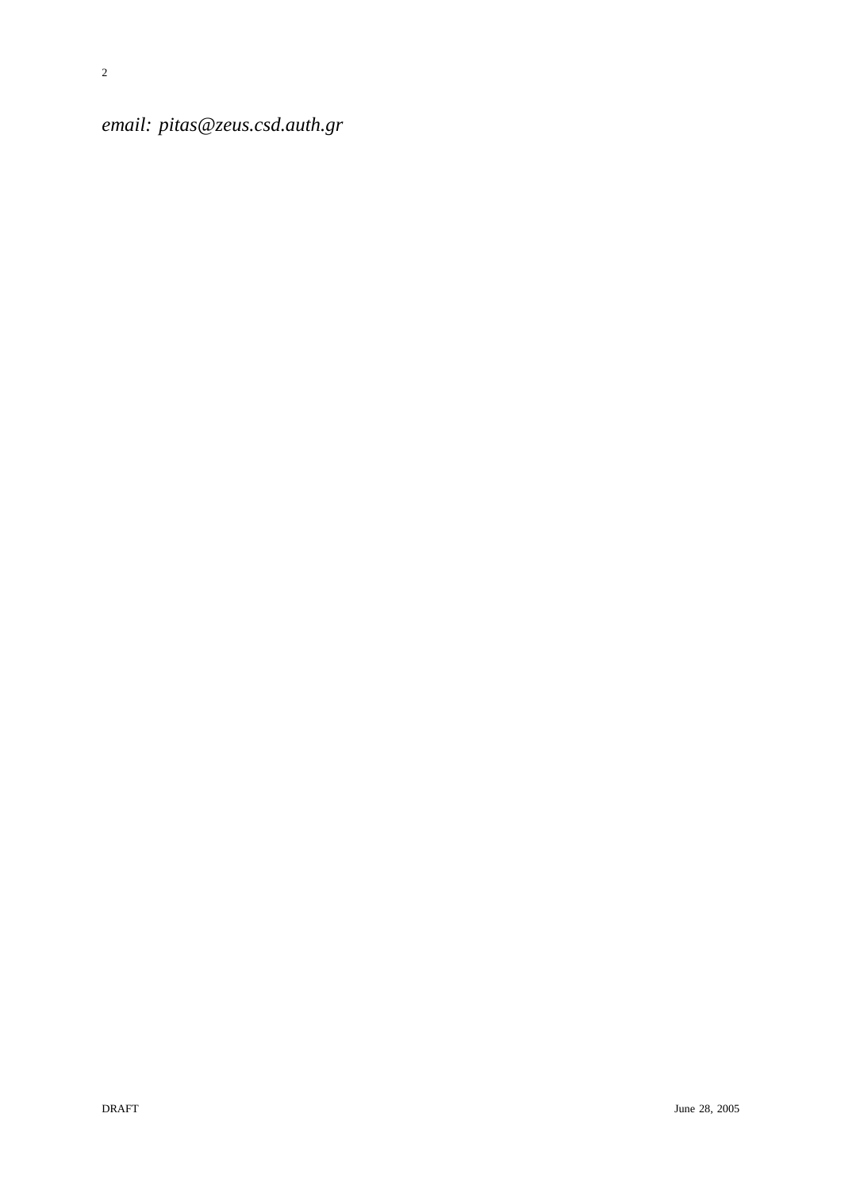*email: pitas@zeus.csd.auth.gr*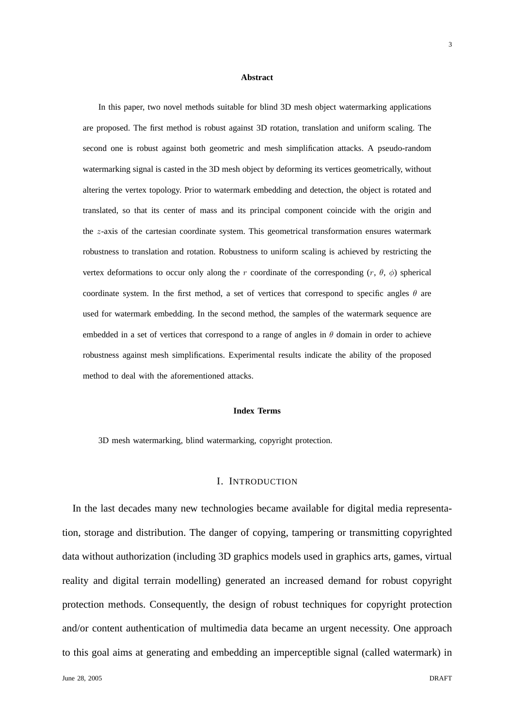## Abstract

In this paper, two novel methods suitable for blind 3D mesh object watermarking applications are proposed. The first method is robust against 3D rotation, translation and uniform scaling. The second one is robust against both geometric and mesh simplification attacks. A pseudo-random watermarking signal is casted in the 3D mesh object by deforming its vertices geometrically, without altering the vertex topology. Prior to watermark embedding and detection, the object is rotated and translated, so that its center of mass and its principal component coincide with the origin and the $z$-axis of the cartesian coordinate system. This geometrical transformation ensures watermark robustness to translation and rotation. Robustness to uniform scaling is achieved by restricting the vertex deformations to occur only along the $r$ coordinate of the corresponding ($r$, $\theta$, $\phi$) spherical coordinate system. In the first method, a set of vertices that correspond to specific angles $\theta$ are used for watermark embedding. In the second method, the samples of the watermark sequence are embedded in a set of vertices that correspond to a range of angles in $\theta$ domain in order to achieve robustness against mesh simplifications. Experimental results indicate the ability of the proposed method to deal with the aforementioned attacks.

## Index Terms

3D mesh watermarking, blind watermarking, copyright protection.

# I. Introduction

In the last decades many new technologies became available for digital media representation, storage and distribution. The danger of copying, tampering or transmitting copyrighted data without authorization (including 3D graphics models used in graphics arts, games, virtual reality and digital terrain modelling) generated an increased demand for robust copyright protection methods. Consequently, the design of robust techniques for copyright protection and/or content authentication of multimedia data became an urgent necessity. One approach to this goal aims at generating and embedding an imperceptible signal (called watermark) in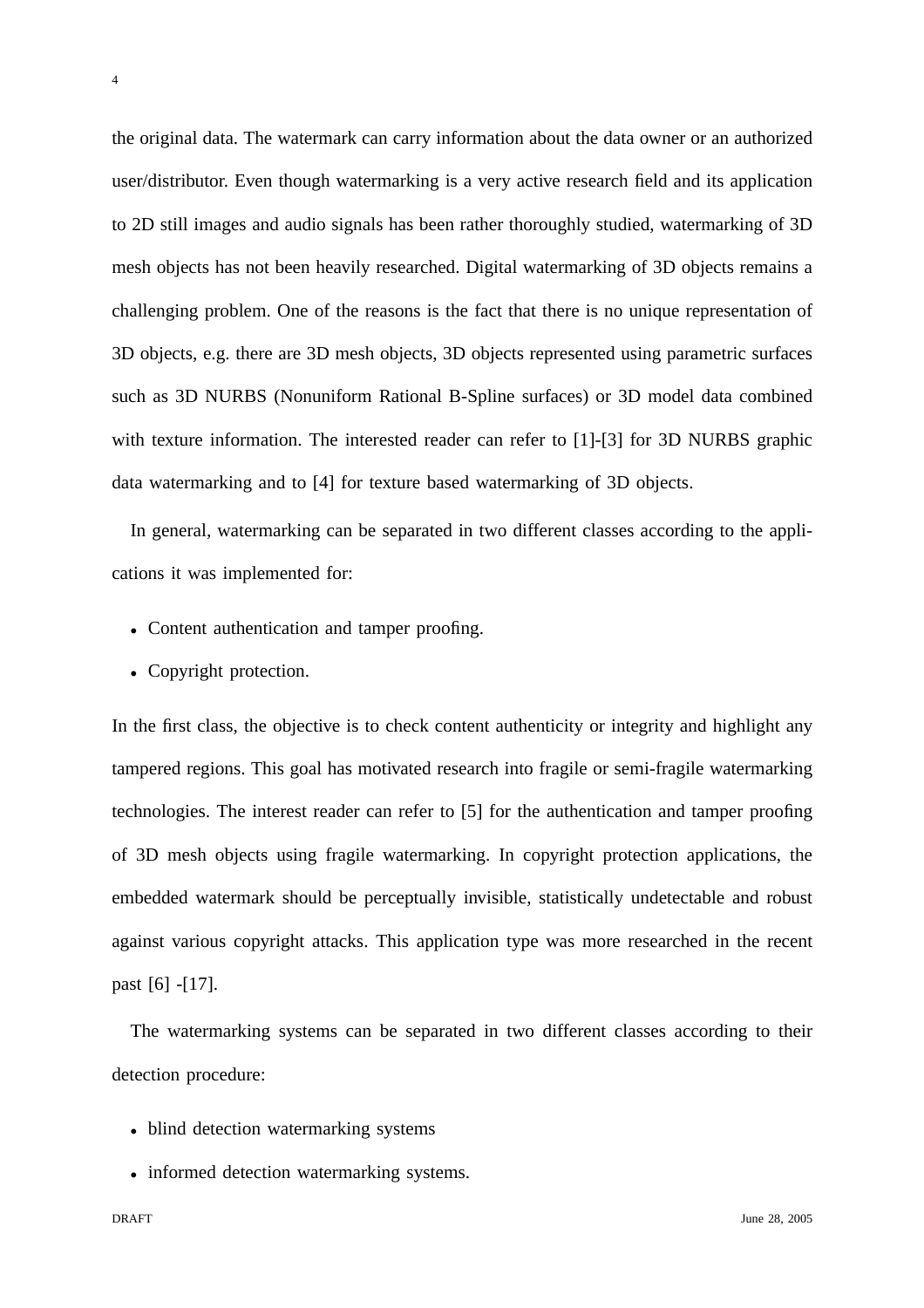the original data. The watermark can carry information about the data owner or an authorized user/distributor. Even though watermarking is a very active research field and its application to 2D still images and audio signals has been rather thoroughly studied, watermarking of 3D mesh objects has not been heavily researched. Digital watermarking of 3D objects remains a challenging problem. One of the reasons is the fact that there is no unique representation of 3D objects, e.g. there are 3D mesh objects, 3D objects represented using parametric surfaces such as 3D NURBS (Nonuniform Rational B-Spline surfaces) or 3D model data combined with texture information. The interested reader can refer to [1]-[3] for 3D NURBS graphic data watermarking and to [4] for texture based watermarking of 3D objects.

In general, watermarking can be separated in two different classes according to the applications it was implemented for:

- Content authentication and tamper proofing.
- Copyright protection.

In the first class, the objective is to check content authenticity or integrity and highlight any tampered regions. This goal has motivated research into fragile or semi-fragile watermarking technologies. The interest reader can refer to [5] for the authentication and tamper proofing of 3D mesh objects using fragile watermarking. In copyright protection applications, the embedded watermark should be perceptually invisible, statistically undetectable and robust against various copyright attacks. This application type was more researched in the recent past [6] -[17].

The watermarking systems can be separated in two different classes according to their detection procedure:

- blind detection watermarking systems
- informed detection watermarking systems.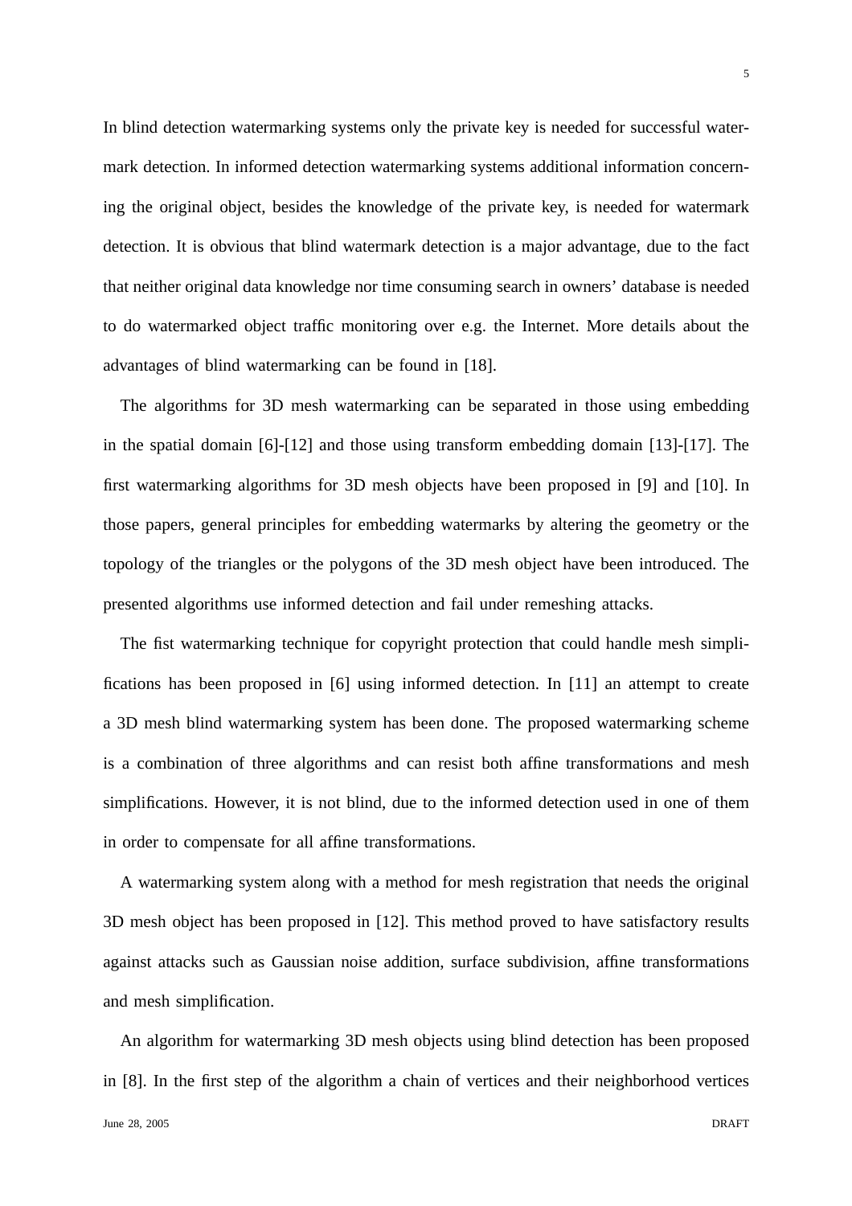In blind detection watermarking systems only the private key is needed for successful watermark detection. In informed detection watermarking systems additional information concerning the original object, besides the knowledge of the private key, is needed for watermark detection. It is obvious that blind watermark detection is a major advantage, due to the fact that neither original data knowledge nor time consuming search in owners' database is needed to do watermarked object traffic monitoring over e.g. the Internet. More details about the advantages of blind watermarking can be found in [18].

The algorithms for 3D mesh watermarking can be separated in those using embedding in the spatial domain [6]-[12] and those using transform embedding domain [13]-[17]. The first watermarking algorithms for 3D mesh objects have been proposed in [9] and [10]. In those papers, general principles for embedding watermarks by altering the geometry or the topology of the triangles or the polygons of the 3D mesh object have been introduced. The presented algorithms use informed detection and fail under remeshing attacks.

The fist watermarking technique for copyright protection that could handle mesh simplifications has been proposed in [6] using informed detection. In [11] an attempt to create a 3D mesh blind watermarking system has been done. The proposed watermarking scheme is a combination of three algorithms and can resist both affine transformations and mesh simplifications. However, it is not blind, due to the informed detection used in one of them in order to compensate for all affine transformations.

A watermarking system along with a method for mesh registration that needs the original 3D mesh object has been proposed in [12]. This method proved to have satisfactory results against attacks such as Gaussian noise addition, surface subdivision, affine transformations and mesh simplification.

An algorithm for watermarking 3D mesh objects using blind detection has been proposed in [8]. In the first step of the algorithm a chain of vertices and their neighborhood vertices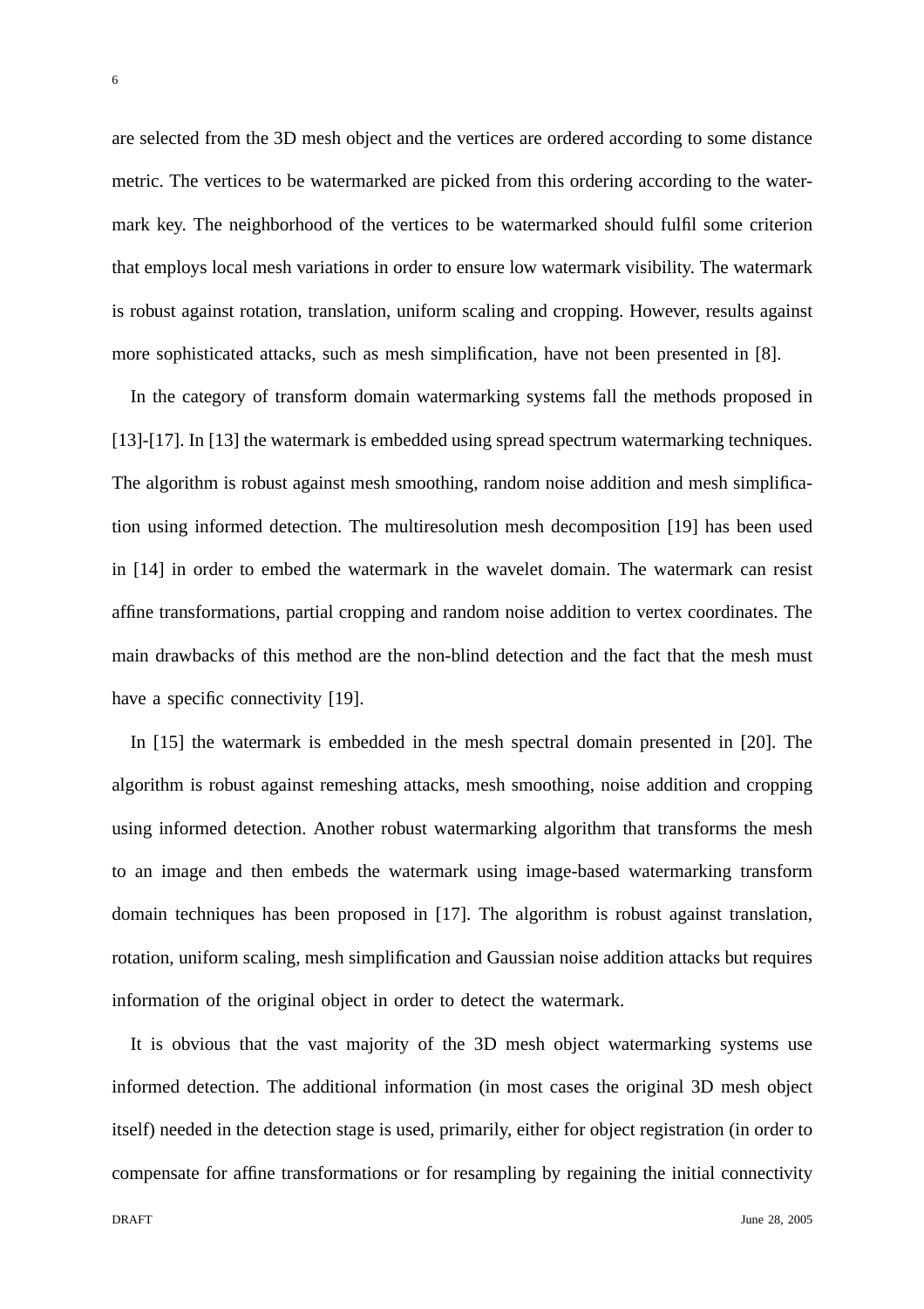are selected from the 3D mesh object and the vertices are ordered according to some distance metric. The vertices to be watermarked are picked from this ordering according to the watermark key. The neighborhood of the vertices to be watermarked should fulfil some criterion that employs local mesh variations in order to ensure low watermark visibility. The watermark is robust against rotation, translation, uniform scaling and cropping. However, results against more sophisticated attacks, such as mesh simplification, have not been presented in [8].

In the category of transform domain watermarking systems fall the methods proposed in [13]-[17]. In [13] the watermark is embedded using spread spectrum watermarking techniques. The algorithm is robust against mesh smoothing, random noise addition and mesh simplification using informed detection. The multiresolution mesh decomposition [19] has been used in [14] in order to embed the watermark in the wavelet domain. The watermark can resist affine transformations, partial cropping and random noise addition to vertex coordinates. The main drawbacks of this method are the non-blind detection and the fact that the mesh must have a specific connectivity [19].

In [15] the watermark is embedded in the mesh spectral domain presented in [20]. The algorithm is robust against remeshing attacks, mesh smoothing, noise addition and cropping using informed detection. Another robust watermarking algorithm that transforms the mesh to an image and then embeds the watermark using image-based watermarking transform domain techniques has been proposed in [17]. The algorithm is robust against translation, rotation, uniform scaling, mesh simplification and Gaussian noise addition attacks but requires information of the original object in order to detect the watermark.

It is obvious that the vast majority of the 3D mesh object watermarking systems use informed detection. The additional information (in most cases the original 3D mesh object itself) needed in the detection stage is used, primarily, either for object registration (in order to compensate for affine transformations or for resampling by regaining the initial connectivity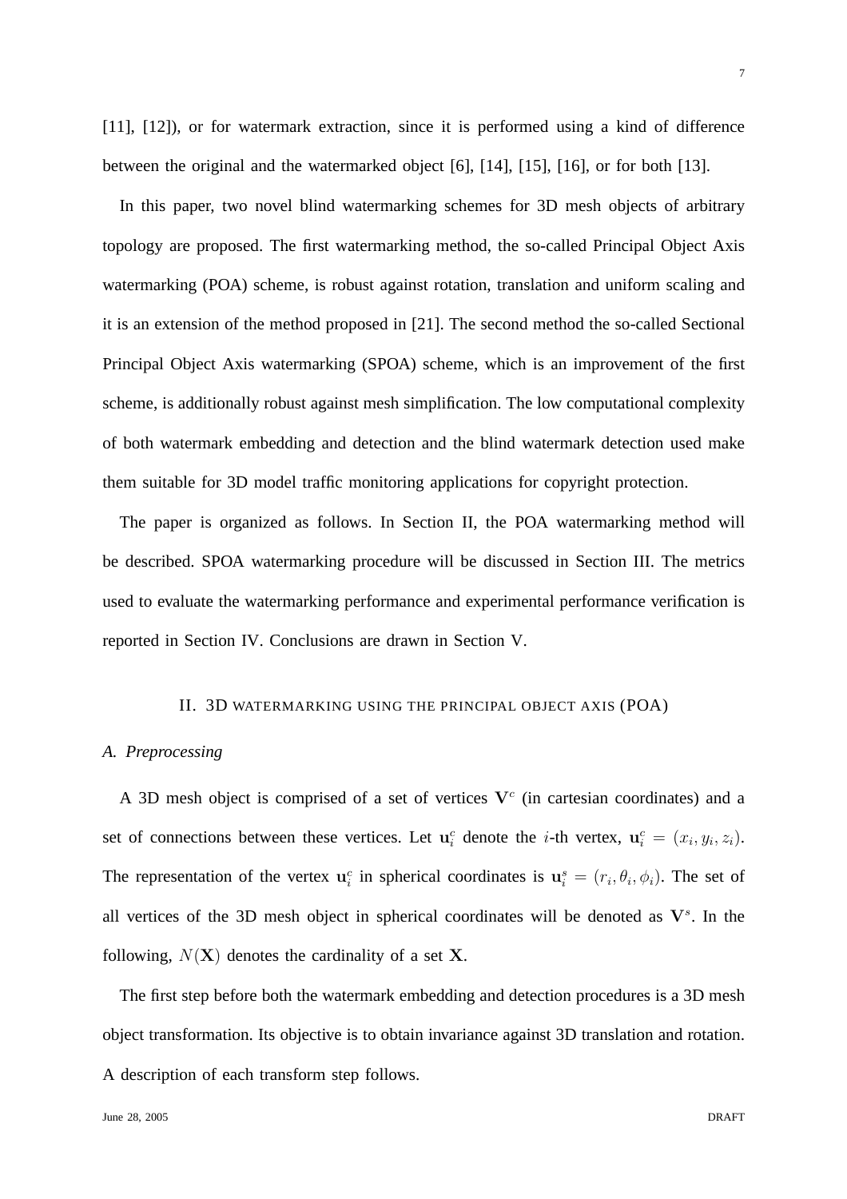[11], [12]), or for watermark extraction, since it is performed using a kind of difference between the original and the watermarked object [6], [14], [15], [16], or for both [13].

In this paper, two novel blind watermarking schemes for 3D mesh objects of arbitrary topology are proposed. The first watermarking method, the so-called Principal Object Axis watermarking (POA) scheme, is robust against rotation, translation and uniform scaling and it is an extension of the method proposed in [21]. The second method the so-called Sectional Principal Object Axis watermarking (SPOA) scheme, which is an improvement of the first scheme, is additionally robust against mesh simplification. The low computational complexity of both watermark embedding and detection and the blind watermark detection used make them suitable for 3D model traffic monitoring applications for copyright protection.

The paper is organized as follows. In Section II, the POA watermarking method will be described. SPOA watermarking procedure will be discussed in Section III. The metrics used to evaluate the watermarking performance and experimental performance verification is reported in Section IV. Conclusions are drawn in Section V.

## II. 3D WATERMARKING USING THE PRINCIPAL OBJECT AXIS (POA)

### A. Preprocessing

A 3D mesh object is comprised of a set of vertices $\mathbf{V}^c$ (in cartesian coordinates) and a set of connections between these vertices. Let $\mathbf{u}_i^c$ denote the $i$-th vertex, $\mathbf{u}_i^c = (x_i, y_i, z_i)$. The representation of the vertex $\mathbf{u}_i^c$ in spherical coordinates is $\mathbf{u}_i^s = (r_i, \theta_i, \phi_i)$. The set of all vertices of the 3D mesh object in spherical coordinates will be denoted as $\mathbf{V}^s$. In the following, $N(\mathbf{X})$ denotes the cardinality of a set $\mathbf{X}$.

The first step before both the watermark embedding and detection procedures is a 3D mesh object transformation. Its objective is to obtain invariance against 3D translation and rotation. A description of each transform step follows.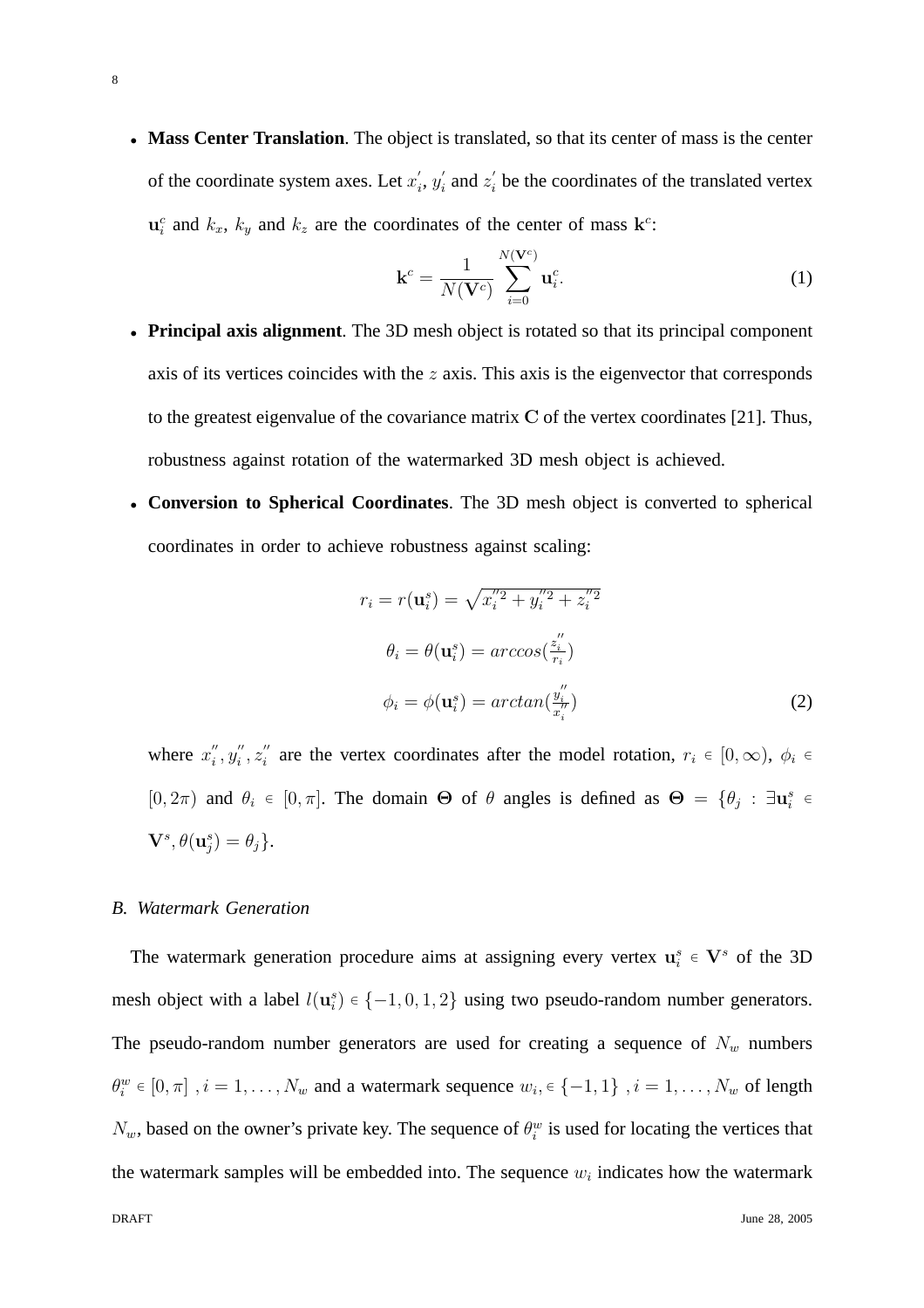- **Mass Center Translation**. The object is translated, so that its center of mass is the center of the coordinate system axes. Let $x_i^{'}$, $y_i^{'}$ and $z_i^{'}$ be the coordinates of the translated vertex $\mathbf{u}_i^c$ and $k_x$, $k_y$ and $k_z$ are the coordinates of the center of mass $\mathbf{k}^c$:

$$\mathbf{k}^c = \frac{1}{N(\mathbf{V}^c)} \sum_{i=0}^{N(\mathbf{V}^c)} \mathbf{u}_i^c. \tag{1}$$

- **Principal axis alignment**. The 3D mesh object is rotated so that its principal component axis of its vertices coincides with the $z$ axis. This axis is the eigenvector that corresponds to the greatest eigenvalue of the covariance matrix $\mathbf{C}$ of the vertex coordinates [21]. Thus, robustness against rotation of the watermarked 3D mesh object is achieved.

- **Conversion to Spherical Coordinates**. The 3D mesh object is converted to spherical coordinates in order to achieve robustness against scaling:

$$\begin{aligned} r_i &= r(\mathbf{u}_i^s) = \sqrt{x_i^{''2} + y_i^{''2} + z_i^{''2}} \\ \theta_i &= \theta(\mathbf{u}_i^s) = arccos(\tfrac{z_i^{''}}{r_i}) \\ \phi_i &= \phi(\mathbf{u}_i^s) = arctan(\tfrac{y_i^{''}}{x_i^{''}}) \end{aligned} \tag{2}$$

  where $x_i^{''}, y_i^{''}, z_i^{''}$ are the vertex coordinates after the model rotation, $r_i \in [0, \infty)$, $\phi_i \in [0, 2\pi)$ and $\theta_i \in [0, \pi]$. The domain $\mathbf{\Theta}$ of $\theta$ angles is defined as $\mathbf{\Theta} = \{\theta_j : \exists \mathbf{u}_i^s \in \mathbf{V}^s, \theta(\mathbf{u}_j^s) = \theta_j\}$.

### *B. Watermark Generation*

The watermark generation procedure aims at assigning every vertex $\mathbf{u}_i^s \in \mathbf{V}^s$ of the 3D mesh object with a label $l(\mathbf{u}_i^s) \in \{-1, 0, 1, 2\}$ using two pseudo-random number generators. The pseudo-random number generators are used for creating a sequence of $N_w$ numbers $\theta_i^w \in [0, \pi]$ , $i = 1, \ldots, N_w$ and a watermark sequence $w_i, \in \{-1, 1\}$ , $i = 1, \ldots, N_w$ of length $N_w$, based on the owner's private key. The sequence of $\theta_i^w$ is used for locating the vertices that the watermark samples will be embedded into. The sequence $w_i$ indicates how the watermark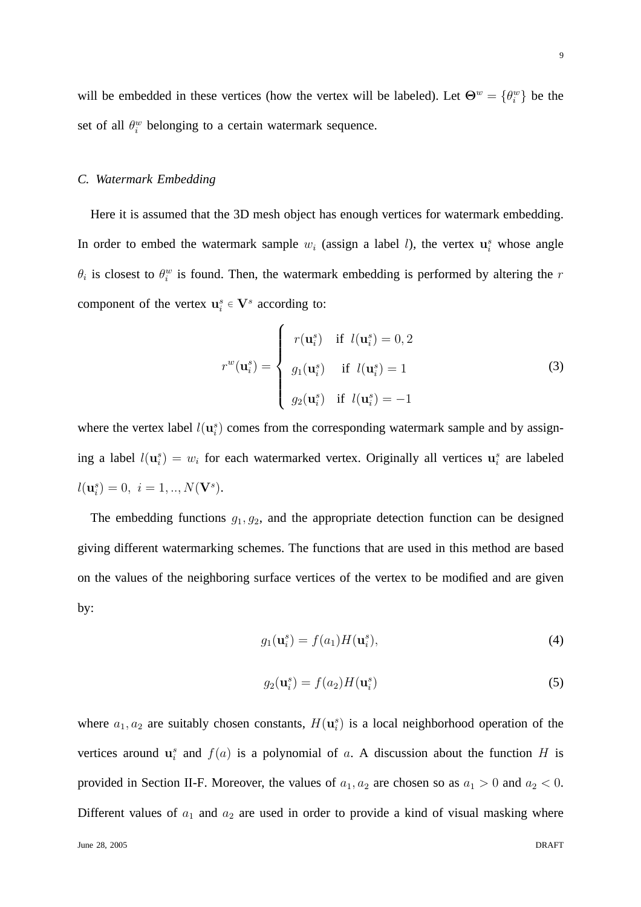will be embedded in these vertices (how the vertex will be labeled). Let $\mathbf{\Theta}^w = \{\theta_i^w\}$ be the set of all $\theta_i^w$ belonging to a certain watermark sequence.

### *C. Watermark Embedding*

Here it is assumed that the 3D mesh object has enough vertices for watermark embedding. In order to embed the watermark sample $w_i$ (assign a label $l$), the vertex $\mathbf{u}_i^s$ whose angle $\theta_i$ is closest to $\theta_i^w$ is found. Then, the watermark embedding is performed by altering the $r$ component of the vertex $\mathbf{u}_i^s \in \mathbf{V}^s$ according to:

$$r^w(\mathbf{u}_i^s) = \begin{cases} r(\mathbf{u}_i^s) & \text{if } \ l(\mathbf{u}_i^s) = 0, 2 \\ g_1(\mathbf{u}_i^s) & \text{if } \ l(\mathbf{u}_i^s) = 1 \\ g_2(\mathbf{u}_i^s) & \text{if } \ l(\mathbf{u}_i^s) = -1 \end{cases} \tag{3}$$

where the vertex label $l(\mathbf{u}_i^s)$ comes from the corresponding watermark sample and by assigning a label $l(\mathbf{u}_i^s) = w_i$ for each watermarked vertex. Originally all vertices $\mathbf{u}_i^s$ are labeled $l(\mathbf{u}_i^s) = 0, \ i = 1, .., N(\mathbf{V}^s)$.

The embedding functions $g_1, g_2$, and the appropriate detection function can be designed giving different watermarking schemes. The functions that are used in this method are based on the values of the neighboring surface vertices of the vertex to be modified and are given by:

$$g_1(\mathbf{u}_i^s) = f(a_1)H(\mathbf{u}_i^s), \tag{4}$$

$$g_2(\mathbf{u}_i^s) = f(a_2)H(\mathbf{u}_i^s) \tag{5}$$

where $a_1, a_2$ are suitably chosen constants, $H(\mathbf{u}_i^s)$ is a local neighborhood operation of the vertices around $\mathbf{u}_i^s$ and $f(a)$ is a polynomial of $a$. A discussion about the function $H$ is provided in Section II-F. Moreover, the values of $a_1, a_2$ are chosen so as $a_1 > 0$ and $a_2 < 0$. Different values of $a_1$ and $a_2$ are used in order to provide a kind of visual masking where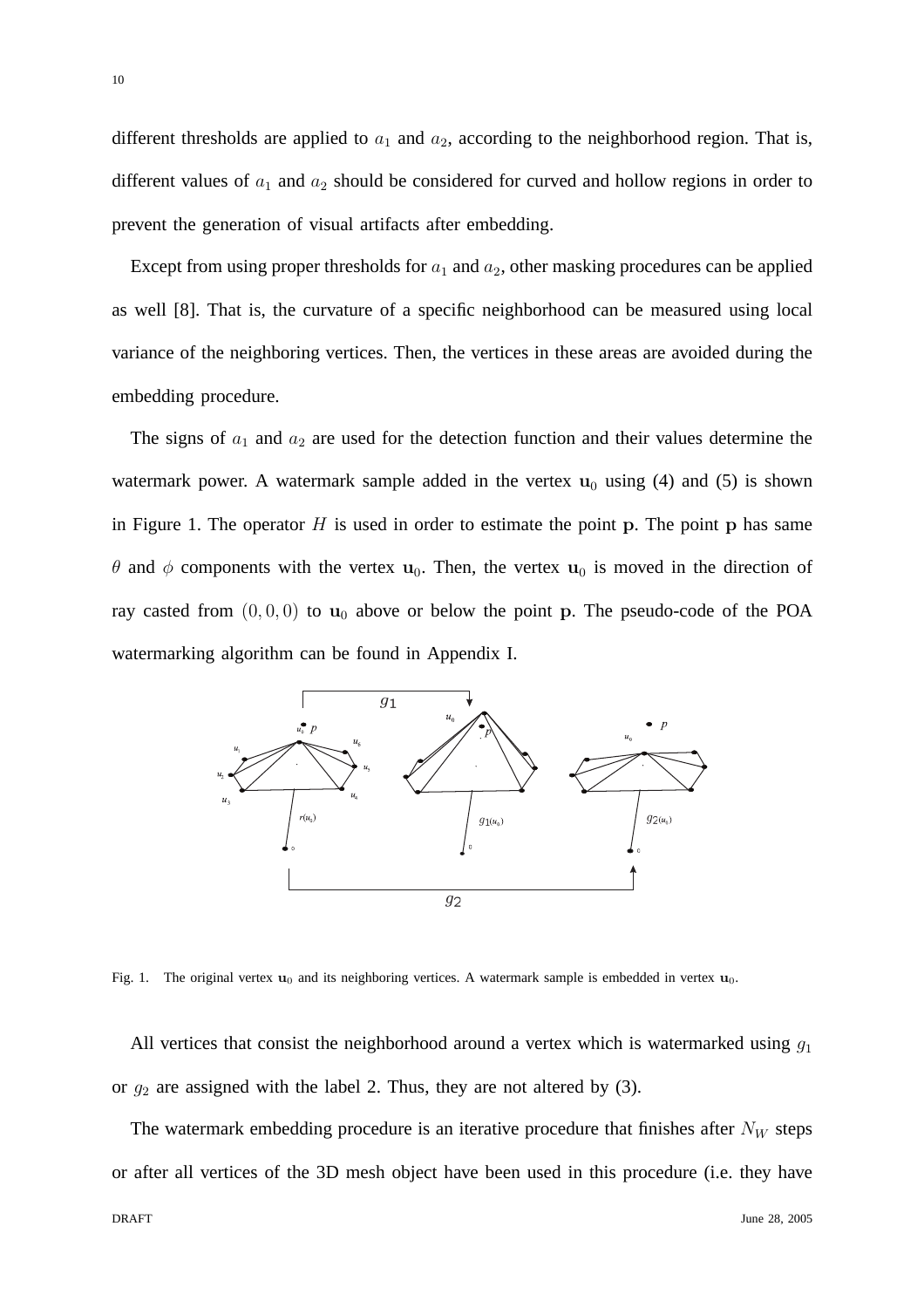different thresholds are applied to $a_1$ and $a_2$, according to the neighborhood region. That is, different values of $a_1$ and $a_2$ should be considered for curved and hollow regions in order to prevent the generation of visual artifacts after embedding.

Except from using proper thresholds for $a_1$ and $a_2$, other masking procedures can be applied as well [8]. That is, the curvature of a specific neighborhood can be measured using local variance of the neighboring vertices. Then, the vertices in these areas are avoided during the embedding procedure.

The signs of $a_1$ and $a_2$ are used for the detection function and their values determine the watermark power. A watermark sample added in the vertex $\mathbf{u}_0$ using (4) and (5) is shown in Figure 1. The operator $H$ is used in order to estimate the point $\mathbf{p}$. The point $\mathbf{p}$ has same $\theta$ and $\phi$ components with the vertex $\mathbf{u}_0$. Then, the vertex $\mathbf{u}_0$ is moved in the direction of ray casted from $(0, 0, 0)$ to $\mathbf{u}_0$ above or below the point $\mathbf{p}$. The pseudo-code of the POA watermarking algorithm can be found in Appendix I.

Fig. 1. The original vertex $\mathbf{u}_0$ and its neighboring vertices. A watermark sample is embedded in vertex $\mathbf{u}_0$.

All vertices that consist the neighborhood around a vertex which is watermarked using $g_1$ or $g_2$ are assigned with the label 2. Thus, they are not altered by (3).

The watermark embedding procedure is an iterative procedure that finishes after $N_W$ steps or after all vertices of the 3D mesh object have been used in this procedure (i.e. they have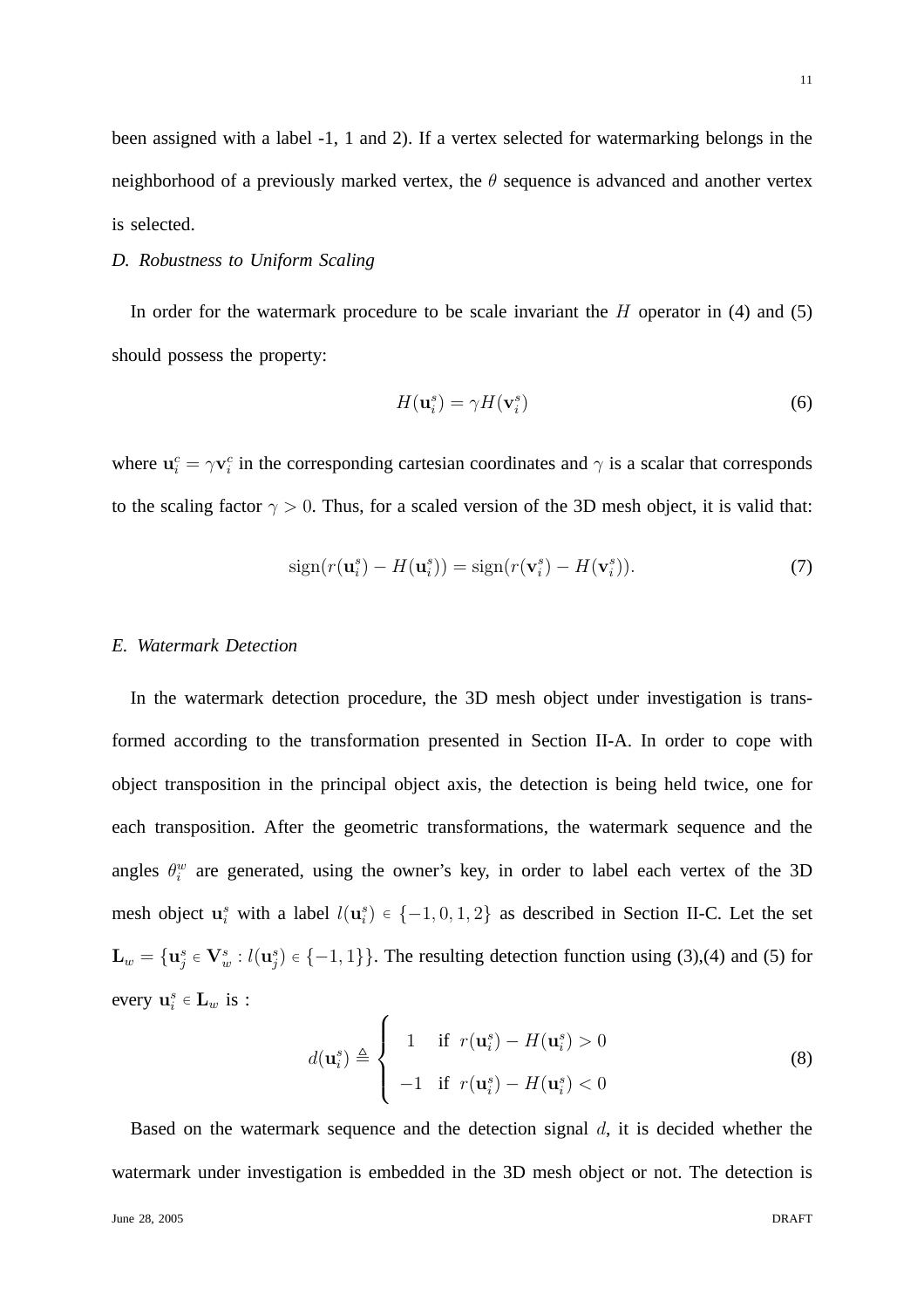been assigned with a label -1, 1 and 2). If a vertex selected for watermarking belongs in the neighborhood of a previously marked vertex, the $\theta$ sequence is advanced and another vertex is selected.

### *D. Robustness to Uniform Scaling*

In order for the watermark procedure to be scale invariant the $H$ operator in (4) and (5) should possess the property:

$$H(\mathbf{u}_i^s) = \gamma H(\mathbf{v}_i^s) \tag{6}$$

where $\mathbf{u}_i^c = \gamma \mathbf{v}_i^c$ in the corresponding cartesian coordinates and $\gamma$ is a scalar that corresponds to the scaling factor $\gamma > 0$. Thus, for a scaled version of the 3D mesh object, it is valid that:

$$\text{sign}(r(\mathbf{u}_i^s) - H(\mathbf{u}_i^s)) = \text{sign}(r(\mathbf{v}_i^s) - H(\mathbf{v}_i^s)). \tag{7}$$

### *E. Watermark Detection*

In the watermark detection procedure, the 3D mesh object under investigation is transformed according to the transformation presented in Section II-A. In order to cope with object transposition in the principal object axis, the detection is being held twice, one for each transposition. After the geometric transformations, the watermark sequence and the angles $\theta_i^w$ are generated, using the owner's key, in order to label each vertex of the 3D mesh object $\mathbf{u}_i^s$ with a label $l(\mathbf{u}_i^s) \in \{-1, 0, 1, 2\}$ as described in Section II-C. Let the set $\mathbf{L}_w = \{\mathbf{u}_j^s \in \mathbf{V}_w^s : l(\mathbf{u}_j^s) \in \{-1, 1\}\}$. The resulting detection function using (3),(4) and (5) for every $\mathbf{u}_i^s \in \mathbf{L}_w$ is :

$$d(\mathbf{u}_i^s) \triangleq \begin{cases} 1 & \text{if } \; r(\mathbf{u}_i^s) - H(\mathbf{u}_i^s) > 0 \\ -1 & \text{if } \; r(\mathbf{u}_i^s) - H(\mathbf{u}_i^s) < 0 \end{cases} \tag{8}$$

Based on the watermark sequence and the detection signal $d$, it is decided whether the watermark under investigation is embedded in the 3D mesh object or not. The detection is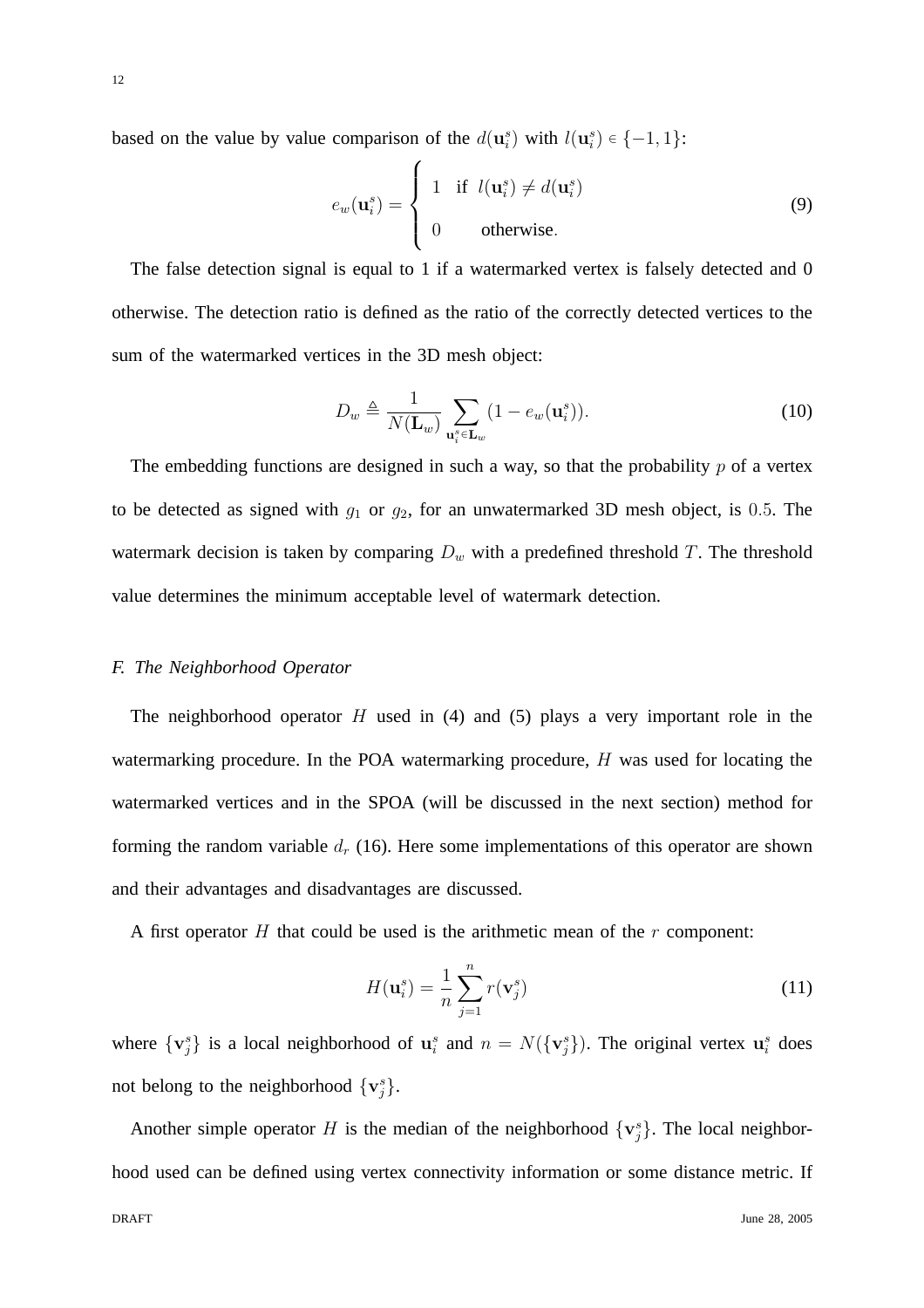based on the value by value comparison of the $d(\mathbf{u}_i^s)$ with $l(\mathbf{u}_i^s) \in \{-1, 1\}$:

$$e_w(\mathbf{u}_i^s) = \begin{cases} 1 & \text{if } l(\mathbf{u}_i^s) \neq d(\mathbf{u}_i^s) \\ 0 & \text{otherwise.} \end{cases} \tag{9}$$

The false detection signal is equal to 1 if a watermarked vertex is falsely detected and 0 otherwise. The detection ratio is defined as the ratio of the correctly detected vertices to the sum of the watermarked vertices in the 3D mesh object:

$$D_w \triangleq \frac{1}{N(\mathbf{L}_w)} \sum_{\mathbf{u}_i^s \in \mathbf{L}_w} (1 - e_w(\mathbf{u}_i^s)). \tag{10}$$

The embedding functions are designed in such a way, so that the probability $p$ of a vertex to be detected as signed with $g_1$ or $g_2$, for an unwatermarked 3D mesh object, is $0.5$. The watermark decision is taken by comparing $D_w$ with a predefined threshold $T$. The threshold value determines the minimum acceptable level of watermark detection.

### *F. The Neighborhood Operator*

The neighborhood operator $H$ used in (4) and (5) plays a very important role in the watermarking procedure. In the POA watermarking procedure, $H$ was used for locating the watermarked vertices and in the SPOA (will be discussed in the next section) method for forming the random variable $d_r$ (16). Here some implementations of this operator are shown and their advantages and disadvantages are discussed.

A first operator $H$ that could be used is the arithmetic mean of the $r$ component:

$$H(\mathbf{u}_i^s) = \frac{1}{n} \sum_{j=1}^{n} r(\mathbf{v}_j^s) \tag{11}$$

where $\{\mathbf{v}_j^s\}$ is a local neighborhood of $\mathbf{u}_i^s$ and $n = N(\{\mathbf{v}_j^s\})$. The original vertex $\mathbf{u}_i^s$ does not belong to the neighborhood $\{\mathbf{v}_j^s\}$.

Another simple operator $H$ is the median of the neighborhood $\{\mathbf{v}_j^s\}$. The local neighborhood used can be defined using vertex connectivity information or some distance metric. If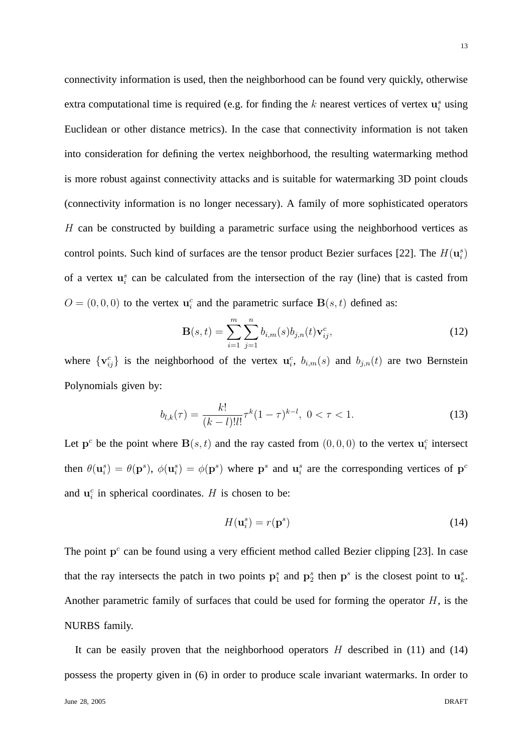connectivity information is used, then the neighborhood can be found very quickly, otherwise extra computational time is required (e.g. for finding the $k$ nearest vertices of vertex $\mathbf{u}_i^s$ using Euclidean or other distance metrics). In the case that connectivity information is not taken into consideration for defining the vertex neighborhood, the resulting watermarking method is more robust against connectivity attacks and is suitable for watermarking 3D point clouds (connectivity information is no longer necessary). A family of more sophisticated operators $H$ can be constructed by building a parametric surface using the neighborhood vertices as control points. Such kind of surfaces are the tensor product Bezier surfaces [22]. The $H(\mathbf{u}_i^s)$ of a vertex $\mathbf{u}_i^s$ can be calculated from the intersection of the ray (line) that is casted from $O = (0, 0, 0)$ to the vertex $\mathbf{u}_i^c$ and the parametric surface $\mathbf{B}(s, t)$ defined as:

$$\mathbf{B}(s,t) = \sum_{i=1}^{m} \sum_{j=1}^{n} b_{i,m}(s) b_{j,n}(t) \mathbf{v}_{ij}^c, \tag{12}$$

where $\{\mathbf{v}_{ij}^c\}$ is the neighborhood of the vertex $\mathbf{u}_i^c$, $b_{i,m}(s)$ and $b_{j,n}(t)$ are two Bernstein Polynomials given by:

$$b_{l,k}(\tau) = \frac{k!}{(k-l)!l!} \tau^k (1-\tau)^{k-l}, \ 0 < \tau < 1. \tag{13}$$

Let $\mathbf{p}^c$ be the point where $\mathbf{B}(s, t)$ and the ray casted from $(0, 0, 0)$ to the vertex $\mathbf{u}_i^c$ intersect then $\theta(\mathbf{u}_i^s) = \theta(\mathbf{p}^s)$, $\phi(\mathbf{u}_i^s) = \phi(\mathbf{p}^s)$ where $\mathbf{p}^s$ and $\mathbf{u}_i^s$ are the corresponding vertices of $\mathbf{p}^c$ and $\mathbf{u}_i^c$ in spherical coordinates. $H$ is chosen to be:

$$H(\mathbf{u}_i^s) = r(\mathbf{p}^s) \tag{14}$$

The point $\mathbf{p}^c$ can be found using a very efficient method called Bezier clipping [23]. In case that the ray intersects the patch in two points $\mathbf{p}_1^s$ and $\mathbf{p}_2^s$ then $\mathbf{p}^s$ is the closest point to $\mathbf{u}_k^s$. Another parametric family of surfaces that could be used for forming the operator $H$, is the NURBS family.

It can be easily proven that the neighborhood operators $H$ described in (11) and (14) possess the property given in (6) in order to produce scale invariant watermarks. In order to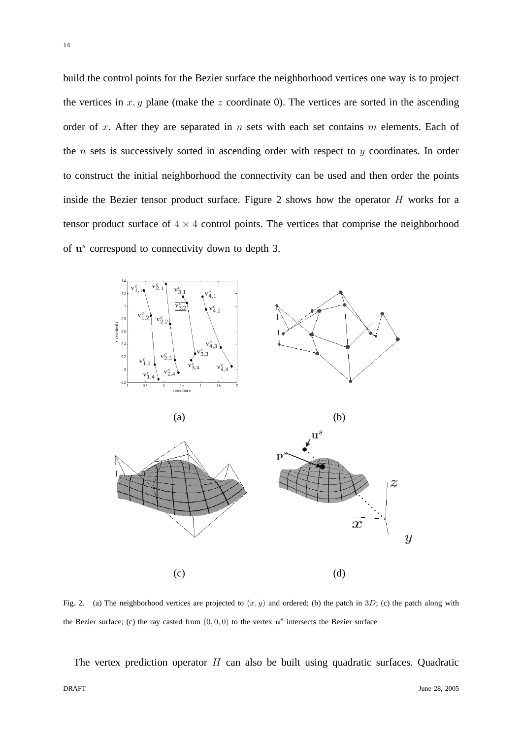build the control points for the Bezier surface the neighborhood vertices one way is to project the vertices in $x, y$ plane (make the $z$ coordinate 0). The vertices are sorted in the ascending order of $x$. After they are separated in $n$ sets with each set contains $m$ elements. Each of the $n$ sets is successively sorted in ascending order with respect to $y$ coordinates. In order to construct the initial neighborhood the connectivity can be used and then order the points inside the Bezier tensor product surface. Figure 2 shows how the operator $H$ works for a tensor product surface of $4 \times 4$ control points. The vertices that comprise the neighborhood of $\mathbf{u}^s$ correspond to connectivity down to depth 3.

Fig. 2. (a) The neighborhood vertices are projected to $(x, y)$ and ordered; (b) the patch in $3D$; (c) the patch along with the Bezier surface; (c) the ray casted from $(0, 0, 0)$ to the vertex $\mathbf{u}^s$ intersects the Bezier surface

The vertex prediction operator $H$ can also be built using quadratic surfaces. Quadratic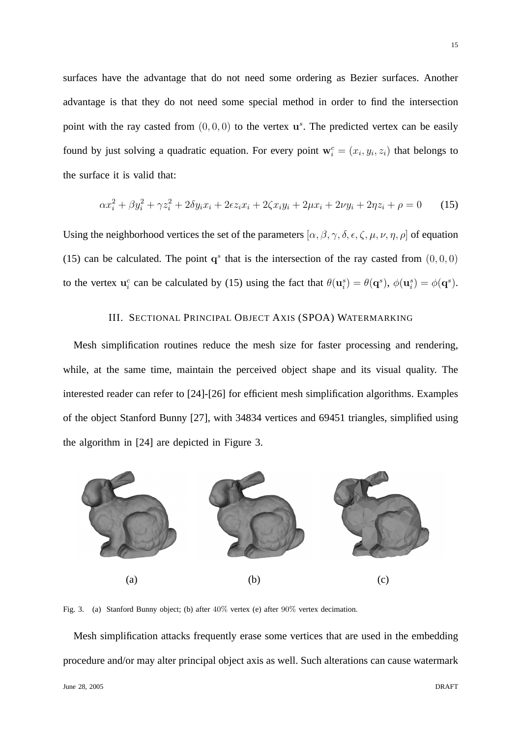surfaces have the advantage that do not need some ordering as Bezier surfaces. Another advantage is that they do not need some special method in order to find the intersection point with the ray casted from $(0, 0, 0)$ to the vertex $\mathbf{u}^s$. The predicted vertex can be easily found by just solving a quadratic equation. For every point $\mathbf{w}_i^c = (x_i, y_i, z_i)$ that belongs to the surface it is valid that:

$$\alpha x_i^2 + \beta y_i^2 + \gamma z_i^2 + 2\delta y_i x_i + 2\epsilon z_i x_i + 2\zeta x_i y_i + 2\mu x_i + 2\nu y_i + 2\eta z_i + \rho = 0 \qquad (15)$$

Using the neighborhood vertices the set of the parameters $[\alpha, \beta, \gamma, \delta, \epsilon, \zeta, \mu, \nu, \eta, \rho]$ of equation (15) can be calculated. The point $\mathbf{q}^s$ that is the intersection of the ray casted from $(0, 0, 0)$ to the vertex $\mathbf{u}_i^c$ can be calculated by (15) using the fact that $\theta(\mathbf{u}_i^s) = \theta(\mathbf{q}^s)$, $\phi(\mathbf{u}_i^s) = \phi(\mathbf{q}^s)$.

## III. Sectional Principal Object Axis (SPOA) Watermarking

Mesh simplification routines reduce the mesh size for faster processing and rendering, while, at the same time, maintain the perceived object shape and its visual quality. The interested reader can refer to [24]-[26] for efficient mesh simplification algorithms. Examples of the object Stanford Bunny [27], with 34834 vertices and 69451 triangles, simplified using the algorithm in [24] are depicted in Figure 3.

(a) (b) (c)

Fig. 3. (a) Stanford Bunny object; (b) after $40\%$ vertex (e) after $90\%$ vertex decimation.

Mesh simplification attacks frequently erase some vertices that are used in the embedding procedure and/or may alter principal object axis as well. Such alterations can cause watermark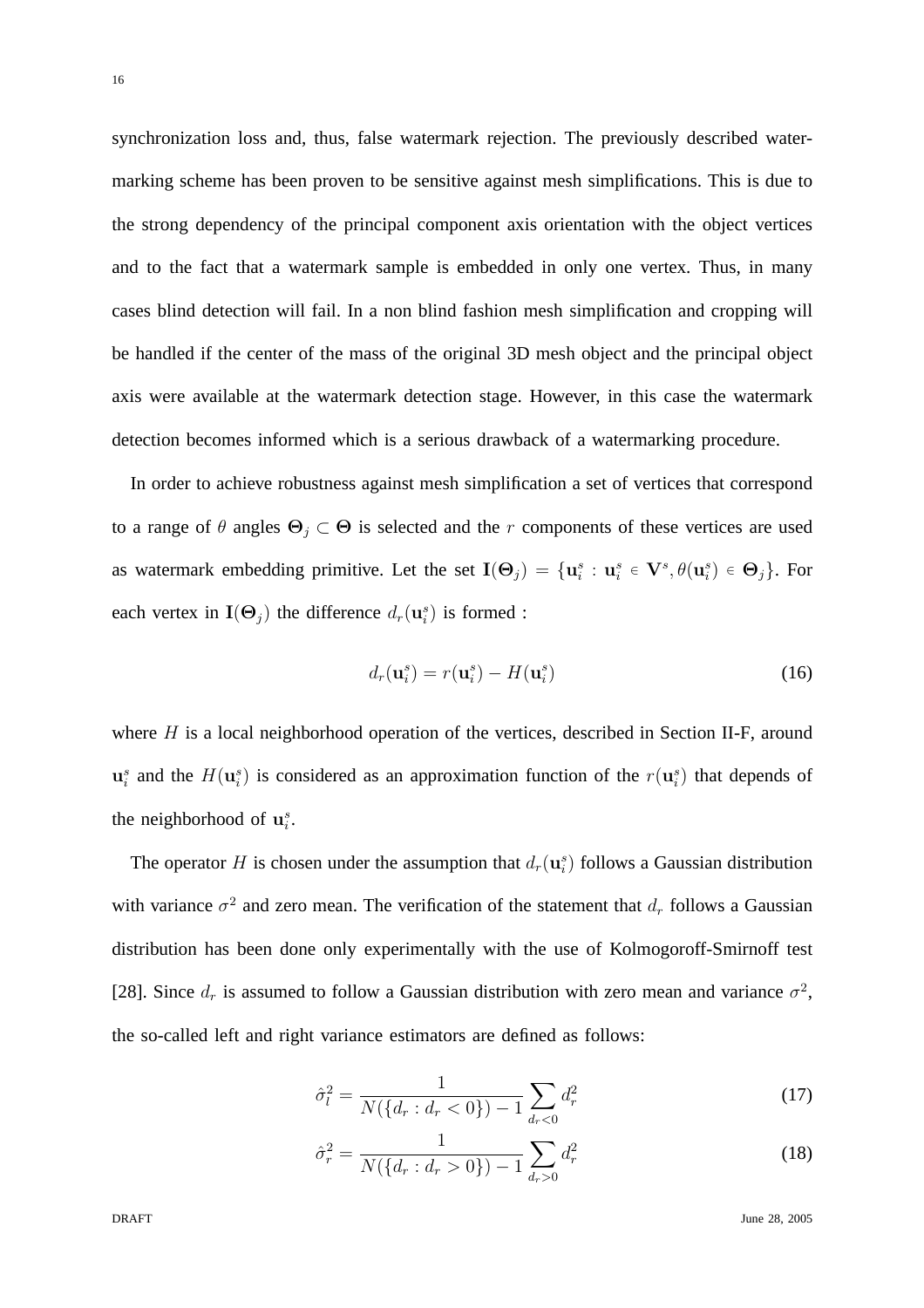synchronization loss and, thus, false watermark rejection. The previously described watermarking scheme has been proven to be sensitive against mesh simplifications. This is due to the strong dependency of the principal component axis orientation with the object vertices and to the fact that a watermark sample is embedded in only one vertex. Thus, in many cases blind detection will fail. In a non blind fashion mesh simplification and cropping will be handled if the center of the mass of the original 3D mesh object and the principal object axis were available at the watermark detection stage. However, in this case the watermark detection becomes informed which is a serious drawback of a watermarking procedure.

In order to achieve robustness against mesh simplification a set of vertices that correspond to a range of $\theta$ angles $\mathbf{\Theta}_j \subset \mathbf{\Theta}$ is selected and the $r$ components of these vertices are used as watermark embedding primitive. Let the set $\mathbf{I}(\mathbf{\Theta}_j) = \{\mathbf{u}_i^s : \mathbf{u}_i^s \in \mathbf{V}^s, \theta(\mathbf{u}_i^s) \in \mathbf{\Theta}_j\}$. For each vertex in $\mathbf{I}(\mathbf{\Theta}_j)$ the difference $d_r(\mathbf{u}_i^s)$ is formed :

$$d_r(\mathbf{u}_i^s) = r(\mathbf{u}_i^s) - H(\mathbf{u}_i^s) \tag{16}$$

where $H$ is a local neighborhood operation of the vertices, described in Section II-F, around $\mathbf{u}_i^s$ and the $H(\mathbf{u}_i^s)$ is considered as an approximation function of the $r(\mathbf{u}_i^s)$ that depends of the neighborhood of $\mathbf{u}_i^s$.

The operator $H$ is chosen under the assumption that $d_r(\mathbf{u}_i^s)$ follows a Gaussian distribution with variance $\sigma^2$ and zero mean. The verification of the statement that $d_r$ follows a Gaussian distribution has been done only experimentally with the use of Kolmogoroff-Smirnoff test [28]. Since $d_r$ is assumed to follow a Gaussian distribution with zero mean and variance $\sigma^2$, the so-called left and right variance estimators are defined as follows:

$$\hat{\sigma}_l^2 = \frac{1}{N(\{d_r : d_r < 0\}) - 1} \sum_{d_r < 0} d_r^2 \tag{17}$$

$$\hat{\sigma}_r^2 = \frac{1}{N(\{d_r : d_r > 0\}) - 1} \sum_{d_r > 0} d_r^2 \tag{18}$$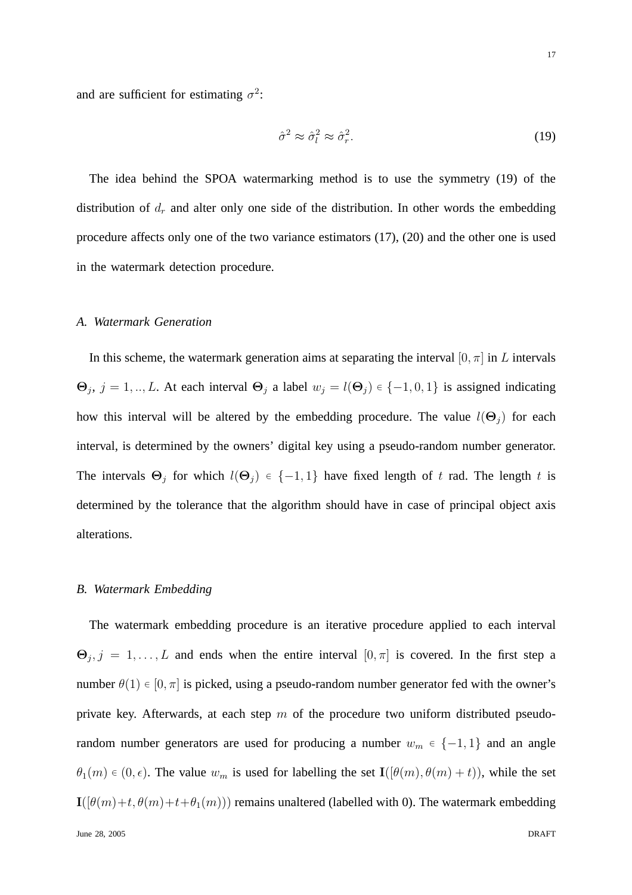and are sufficient for estimating $\sigma^2$:

$$\hat{\sigma}^2 \approx \hat{\sigma}_l^2 \approx \hat{\sigma}_r^2. \tag{19}$$

The idea behind the SPOA watermarking method is to use the symmetry (19) of the distribution of $d_r$ and alter only one side of the distribution. In other words the embedding procedure affects only one of the two variance estimators (17), (20) and the other one is used in the watermark detection procedure.

### *A. Watermark Generation*

In this scheme, the watermark generation aims at separating the interval $[0, \pi]$ in $L$ intervals $\mathbf{\Theta}_j$, $j = 1, .., L$. At each interval $\mathbf{\Theta}_j$ a label $w_j = l(\mathbf{\Theta}_j) \in \{-1, 0, 1\}$ is assigned indicating how this interval will be altered by the embedding procedure. The value $l(\mathbf{\Theta}_j)$ for each interval, is determined by the owners' digital key using a pseudo-random number generator. The intervals $\mathbf{\Theta}_j$ for which $l(\mathbf{\Theta}_j) \in \{-1, 1\}$ have fixed length of $t$ rad. The length $t$ is determined by the tolerance that the algorithm should have in case of principal object axis alterations.

### *B. Watermark Embedding*

The watermark embedding procedure is an iterative procedure applied to each interval $\mathbf{\Theta}_j, j = 1, \ldots, L$ and ends when the entire interval $[0, \pi]$ is covered. In the first step a number $\theta(1) \in [0, \pi]$ is picked, using a pseudo-random number generator fed with the owner's private key. Afterwards, at each step $m$ of the procedure two uniform distributed pseudo-random number generators are used for producing a number $w_m \in \{-1, 1\}$ and an angle $\theta_1(m) \in (0, \epsilon)$. The value $w_m$ is used for labelling the set $\mathbf{I}([\theta(m), \theta(m) + t))$, while the set $\mathbf{I}([\theta(m)+t, \theta(m)+t+\theta_1(m)))$ remains unaltered (labelled with 0). The watermark embedding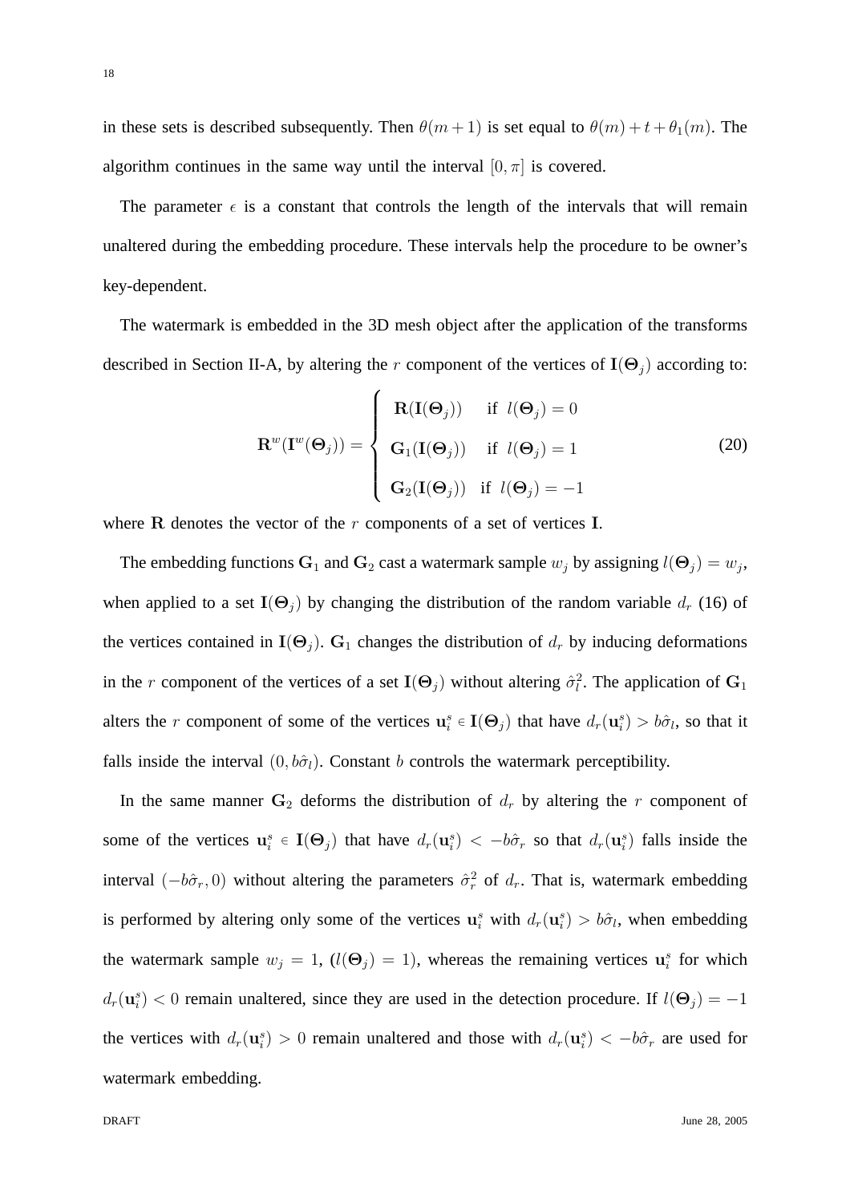in these sets is described subsequently. Then $\theta(m+1)$ is set equal to $\theta(m)+t+\theta_1(m)$. The algorithm continues in the same way until the interval $[0,\pi]$ is covered.

The parameter $\epsilon$ is a constant that controls the length of the intervals that will remain unaltered during the embedding procedure. These intervals help the procedure to be owner's key-dependent.

The watermark is embedded in the 3D mesh object after the application of the transforms described in Section II-A, by altering the $r$ component of the vertices of $\mathbf{I}(\mathbf{\Theta}_j)$ according to:

$$\mathbf{R}^w(\mathbf{I}^w(\mathbf{\Theta}_j)) = \begin{cases} \mathbf{R}(\mathbf{I}(\mathbf{\Theta}_j)) & \text{if } l(\mathbf{\Theta}_j) = 0 \\ \mathbf{G}_1(\mathbf{I}(\mathbf{\Theta}_j)) & \text{if } l(\mathbf{\Theta}_j) = 1 \\ \mathbf{G}_2(\mathbf{I}(\mathbf{\Theta}_j)) & \text{if } l(\mathbf{\Theta}_j) = -1 \end{cases} \tag{20}$$

where $\mathbf{R}$ denotes the vector of the $r$ components of a set of vertices $\mathbf{I}$.

The embedding functions $\mathbf{G}_1$ and $\mathbf{G}_2$ cast a watermark sample $w_j$ by assigning $l(\mathbf{\Theta}_j) = w_j$, when applied to a set $\mathbf{I}(\mathbf{\Theta}_j)$ by changing the distribution of the random variable $d_r$ (16) of the vertices contained in $\mathbf{I}(\mathbf{\Theta}_j)$. $\mathbf{G}_1$ changes the distribution of $d_r$ by inducing deformations in the $r$ component of the vertices of a set $\mathbf{I}(\mathbf{\Theta}_j)$ without altering $\hat{\sigma}_l^2$. The application of $\mathbf{G}_1$ alters the $r$ component of some of the vertices $\mathbf{u}_i^s \in \mathbf{I}(\mathbf{\Theta}_j)$ that have $d_r(\mathbf{u}_i^s) > b\hat{\sigma}_l$, so that it falls inside the interval $(0, b\hat{\sigma}_l)$. Constant $b$ controls the watermark perceptibility.

In the same manner $\mathbf{G}_2$ deforms the distribution of $d_r$ by altering the $r$ component of some of the vertices $\mathbf{u}_i^s \in \mathbf{I}(\mathbf{\Theta}_j)$ that have $d_r(\mathbf{u}_i^s) < -b\hat{\sigma}_r$ so that $d_r(\mathbf{u}_i^s)$ falls inside the interval $(-b\hat{\sigma}_r, 0)$ without altering the parameters $\hat{\sigma}_r^2$ of $d_r$. That is, watermark embedding is performed by altering only some of the vertices $\mathbf{u}_i^s$ with $d_r(\mathbf{u}_i^s) > b\hat{\sigma}_l$, when embedding the watermark sample $w_j = 1$, ($l(\mathbf{\Theta}_j) = 1$), whereas the remaining vertices $\mathbf{u}_i^s$ for which $d_r(\mathbf{u}_i^s) < 0$ remain unaltered, since they are used in the detection procedure. If $l(\mathbf{\Theta}_j) = -1$ the vertices with $d_r(\mathbf{u}_i^s) > 0$ remain unaltered and those with $d_r(\mathbf{u}_i^s) < -b\hat{\sigma}_r$ are used for watermark embedding.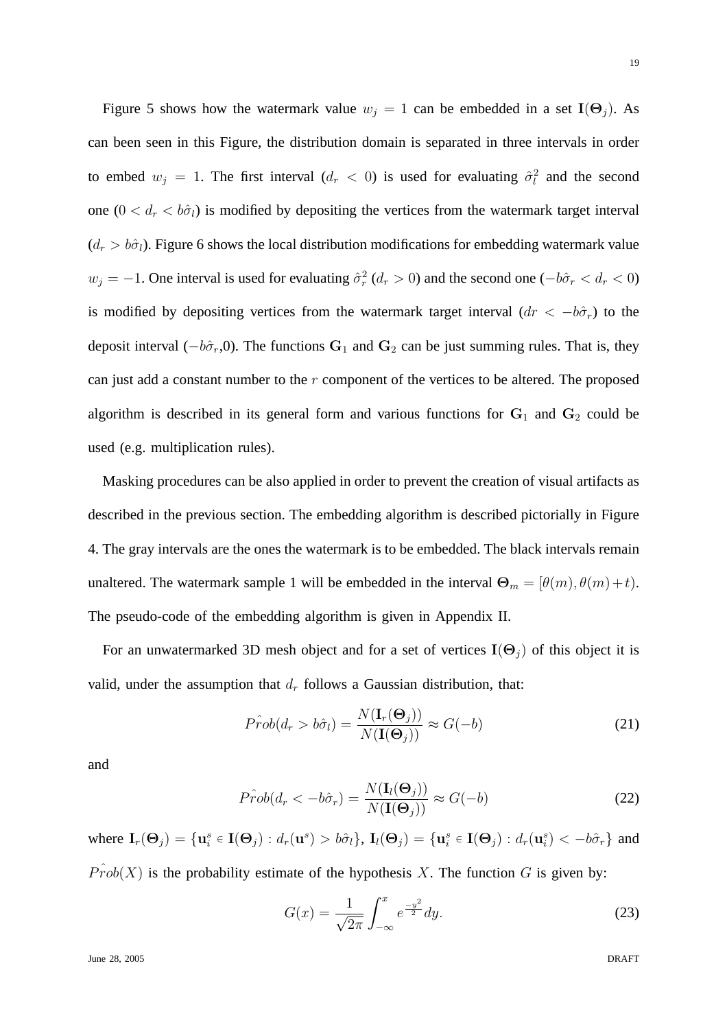Figure 5 shows how the watermark value $w_j = 1$ can be embedded in a set $\mathbf{I}(\mathbf{\Theta}_j)$. As can been seen in this Figure, the distribution domain is separated in three intervals in order to embed $w_j = 1$. The first interval ($d_r < 0$) is used for evaluating $\hat{\sigma}_l^2$ and the second one ($0 < d_r < b\hat{\sigma}_l$) is modified by depositing the vertices from the watermark target interval ($d_r > b\hat{\sigma}_l$). Figure 6 shows the local distribution modifications for embedding watermark value $w_j = -1$. One interval is used for evaluating $\hat{\sigma}_r^2$ ($d_r > 0$) and the second one ($-b\hat{\sigma}_r < d_r < 0$) is modified by depositing vertices from the watermark target interval ($dr < -b\hat{\sigma}_r$) to the deposit interval ($-b\hat{\sigma}_r$,0). The functions $\mathbf{G}_1$ and $\mathbf{G}_2$ can be just summing rules. That is, they can just add a constant number to the $r$ component of the vertices to be altered. The proposed algorithm is described in its general form and various functions for $\mathbf{G}_1$ and $\mathbf{G}_2$ could be used (e.g. multiplication rules).

Masking procedures can be also applied in order to prevent the creation of visual artifacts as described in the previous section. The embedding algorithm is described pictorially in Figure 4. The gray intervals are the ones the watermark is to be embedded. The black intervals remain unaltered. The watermark sample 1 will be embedded in the interval $\mathbf{\Theta}_m = [\theta(m), \theta(m)+t)$. The pseudo-code of the embedding algorithm is given in Appendix II.

For an unwatermarked 3D mesh object and for a set of vertices $\mathbf{I}(\mathbf{\Theta}_j)$ of this object it is valid, under the assumption that $d_r$ follows a Gaussian distribution, that:

$$\hat{Prob}(d_r > b\hat{\sigma}_l) = \frac{N(\mathbf{I}_r(\mathbf{\Theta}_j))}{N(\mathbf{I}(\mathbf{\Theta}_j))} \approx G(-b) \tag{21}$$

and

$$\hat{Prob}(d_r < -b\hat{\sigma}_r) = \frac{N(\mathbf{I}_l(\mathbf{\Theta}_j))}{N(\mathbf{I}(\mathbf{\Theta}_j))} \approx G(-b) \tag{22}$$

where $\mathbf{I}_r(\mathbf{\Theta}_j) = \{\mathbf{u}_i^s \in \mathbf{I}(\mathbf{\Theta}_j) : d_r(\mathbf{u}^s) > b\hat{\sigma}_l\}$, $\mathbf{I}_l(\mathbf{\Theta}_j) = \{\mathbf{u}_i^s \in \mathbf{I}(\mathbf{\Theta}_j) : d_r(\mathbf{u}_i^s) < -b\hat{\sigma}_r\}$ and $\hat{Prob}(X)$ is the probability estimate of the hypothesis $X$. The function $G$ is given by:

$$G(x) = \frac{1}{\sqrt{2\pi}} \int_{-\infty}^{x} e^{\frac{-y^2}{2}} dy. \tag{23}$$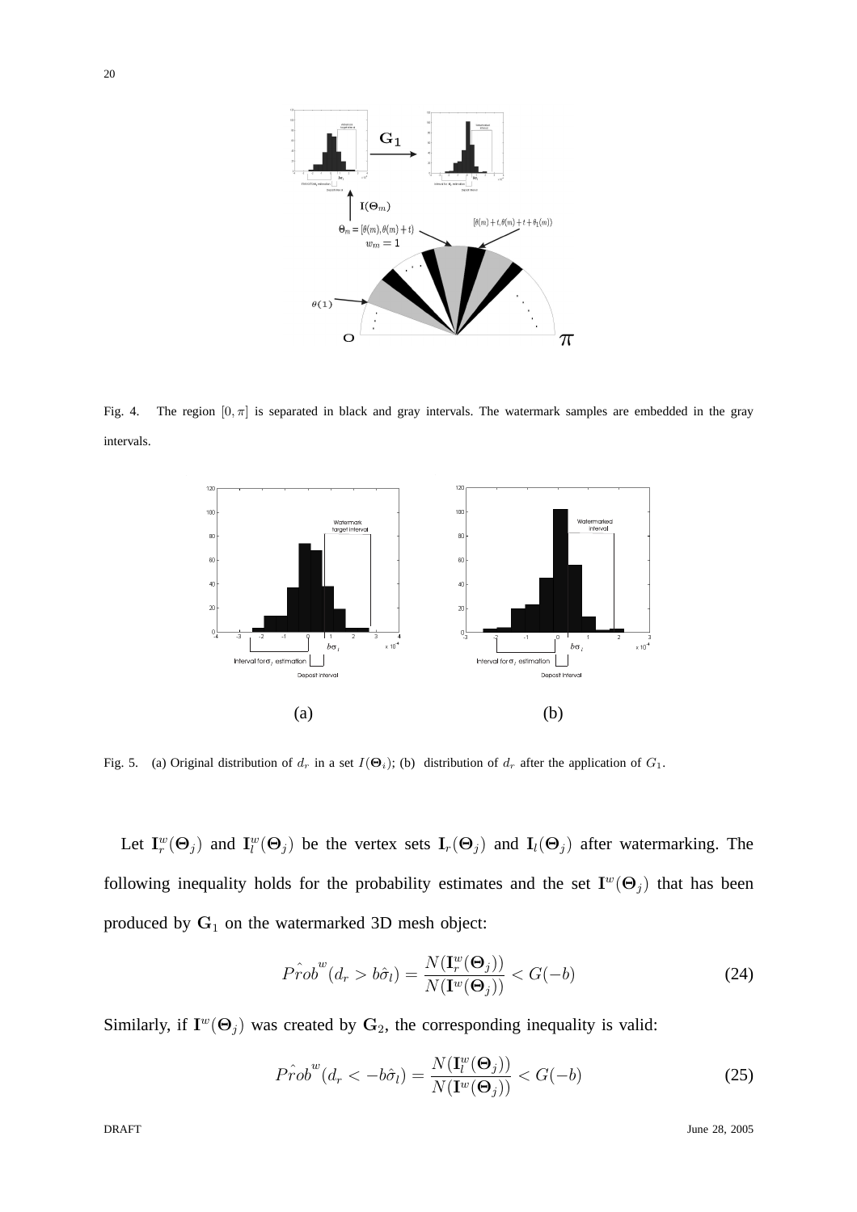Fig. 4. The region $[0, \pi]$ is separated in black and gray intervals. The watermark samples are embedded in the gray intervals.

Fig. 5. (a) Original distribution of $d_r$ in a set $I(\mathbf{\Theta}_i)$; (b) distribution of $d_r$ after the application of $G_1$.

Let $\mathbf{I}_r^w(\mathbf{\Theta}_j)$ and $\mathbf{I}_l^w(\mathbf{\Theta}_j)$ be the vertex sets $\mathbf{I}_r(\mathbf{\Theta}_j)$ and $\mathbf{I}_l(\mathbf{\Theta}_j)$ after watermarking. The following inequality holds for the probability estimates and the set $\mathbf{I}^w(\mathbf{\Theta}_j)$ that has been produced by $\mathbf{G}_1$ on the watermarked 3D mesh object:

$$\hat{Prob}^w(d_r > b\hat{\sigma}_l) = \frac{N(\mathbf{I}_r^w(\mathbf{\Theta}_j))}{N(\mathbf{I}^w(\mathbf{\Theta}_j))} < G(-b) \tag{24}$$

Similarly, if $\mathbf{I}^w(\mathbf{\Theta}_j)$ was created by $\mathbf{G}_2$, the corresponding inequality is valid:

$$\hat{Prob}^w(d_r < -b\hat{\sigma}_l) = \frac{N(\mathbf{I}_l^w(\mathbf{\Theta}_j))}{N(\mathbf{I}^w(\mathbf{\Theta}_j))} < G(-b) \tag{25}$$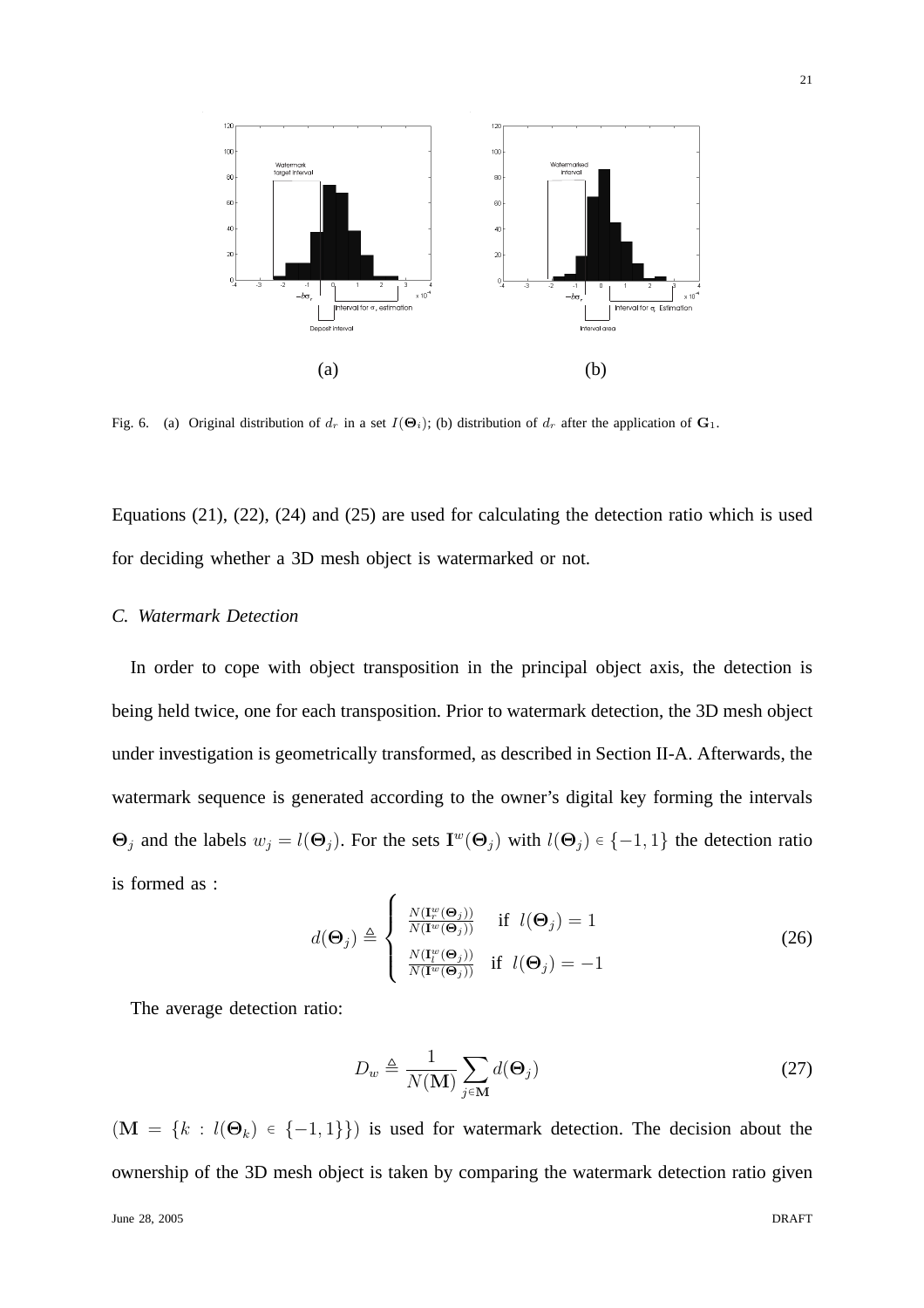(a) (b)

Fig. 6. (a) Original distribution of $d_r$ in a set $I(\mathbf{\Theta}_i)$; (b) distribution of $d_r$ after the application of $\mathbf{G}_1$.

Equations (21), (22), (24) and (25) are used for calculating the detection ratio which is used for deciding whether a 3D mesh object is watermarked or not.

### *C. Watermark Detection*

In order to cope with object transposition in the principal object axis, the detection is being held twice, one for each transposition. Prior to watermark detection, the 3D mesh object under investigation is geometrically transformed, as described in Section II-A. Afterwards, the watermark sequence is generated according to the owner's digital key forming the intervals $\mathbf{\Theta}_j$ and the labels $w_j = l(\mathbf{\Theta}_j)$. For the sets $\mathbf{I}^w(\mathbf{\Theta}_j)$ with $l(\mathbf{\Theta}_j) \in \{-1, 1\}$ the detection ratio is formed as :

$$d(\mathbf{\Theta}_j) \triangleq \begin{cases} \frac{N(\mathbf{I}_r^w(\mathbf{\Theta}_j))}{N(\mathbf{I}^w(\mathbf{\Theta}_j))} & \text{if } \ l(\mathbf{\Theta}_j) = 1 \\ \frac{N(\mathbf{I}_l^w(\mathbf{\Theta}_j))}{N(\mathbf{I}^w(\mathbf{\Theta}_j))} & \text{if } \ l(\mathbf{\Theta}_j) = -1 \end{cases} \tag{26}$$

The average detection ratio:

$$D_w \triangleq \frac{1}{N(\mathbf{M})} \sum_{j \in \mathbf{M}} d(\mathbf{\Theta}_j) \tag{27}$$

$(\mathbf{M} = \{k : l(\mathbf{\Theta}_k) \in \{-1, 1\}\})$ is used for watermark detection. The decision about the ownership of the 3D mesh object is taken by comparing the watermark detection ratio given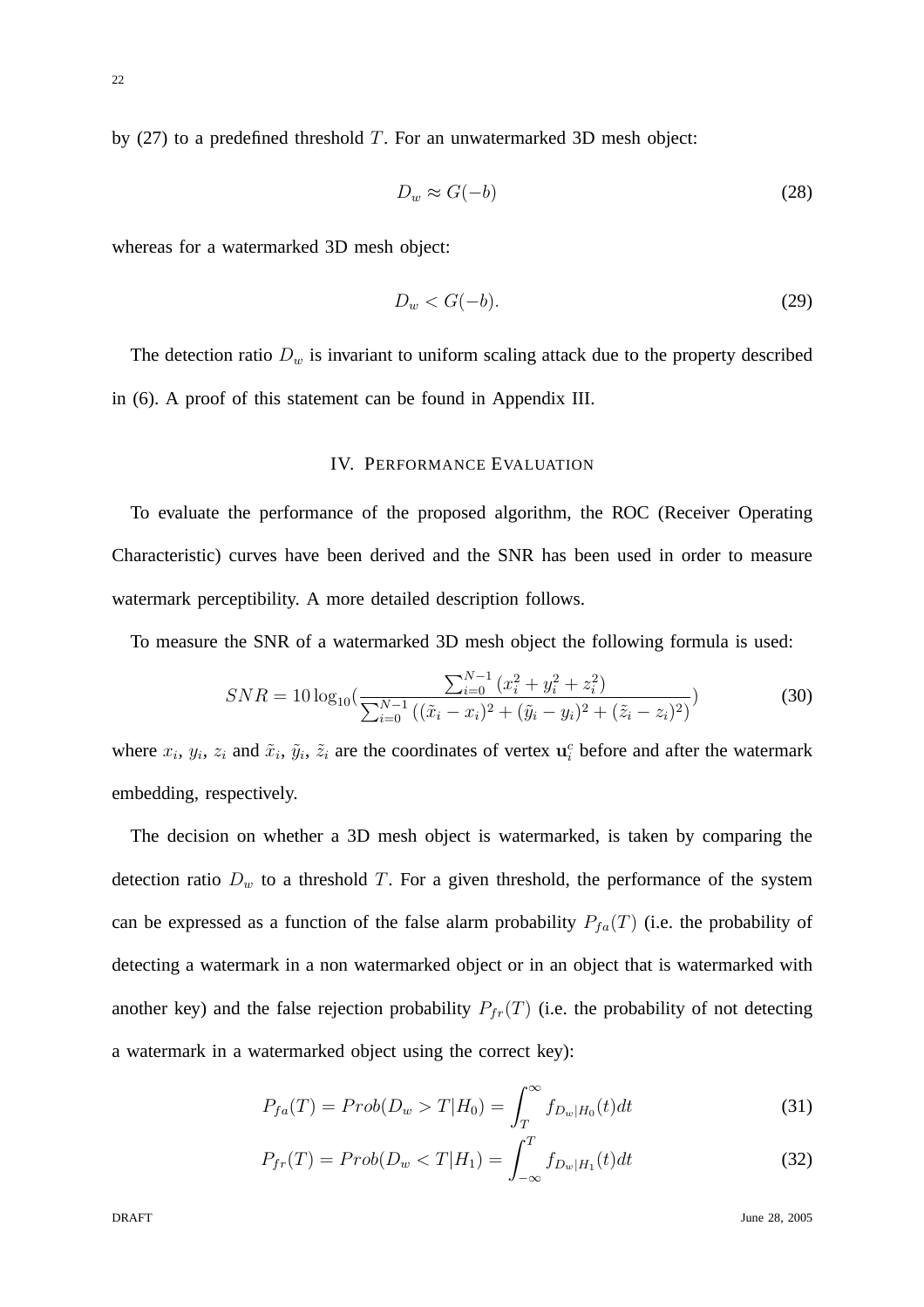by (27) to a predefined threshold $T$. For an unwatermarked 3D mesh object:

$$D_w \approx G(-b) \tag{28}$$

whereas for a watermarked 3D mesh object:

$$D_w < G(-b). \tag{29}$$

The detection ratio $D_w$ is invariant to uniform scaling attack due to the property described in (6). A proof of this statement can be found in Appendix III.

## IV. Performance Evaluation

To evaluate the performance of the proposed algorithm, the ROC (Receiver Operating Characteristic) curves have been derived and the SNR has been used in order to measure watermark perceptibility. A more detailed description follows.

To measure the SNR of a watermarked 3D mesh object the following formula is used:

$$SNR = 10\log_{10}\left(\frac{\sum_{i=0}^{N-1}(x_i^2 + y_i^2 + z_i^2)}{\sum_{i=0}^{N-1}((\tilde{x}_i - x_i)^2 + (\tilde{y}_i - y_i)^2 + (\tilde{z}_i - z_i)^2)}\right) \tag{30}$$

where $x_i$, $y_i$, $z_i$ and $\tilde{x}_i$, $\tilde{y}_i$, $\tilde{z}_i$ are the coordinates of vertex $\mathbf{u}_i^c$ before and after the watermark embedding, respectively.

The decision on whether a 3D mesh object is watermarked, is taken by comparing the detection ratio $D_w$ to a threshold $T$. For a given threshold, the performance of the system can be expressed as a function of the false alarm probability $P_{fa}(T)$ (i.e. the probability of detecting a watermark in a non watermarked object or in an object that is watermarked with another key) and the false rejection probability $P_{fr}(T)$ (i.e. the probability of not detecting a watermark in a watermarked object using the correct key):

$$P_{fa}(T) = Prob(D_w > T|H_0) = \int_T^{\infty} f_{D_w|H_0}(t)dt \tag{31}$$

$$P_{fr}(T) = Prob(D_w < T|H_1) = \int_{-\infty}^{T} f_{D_w|H_1}(t)dt \tag{32}$$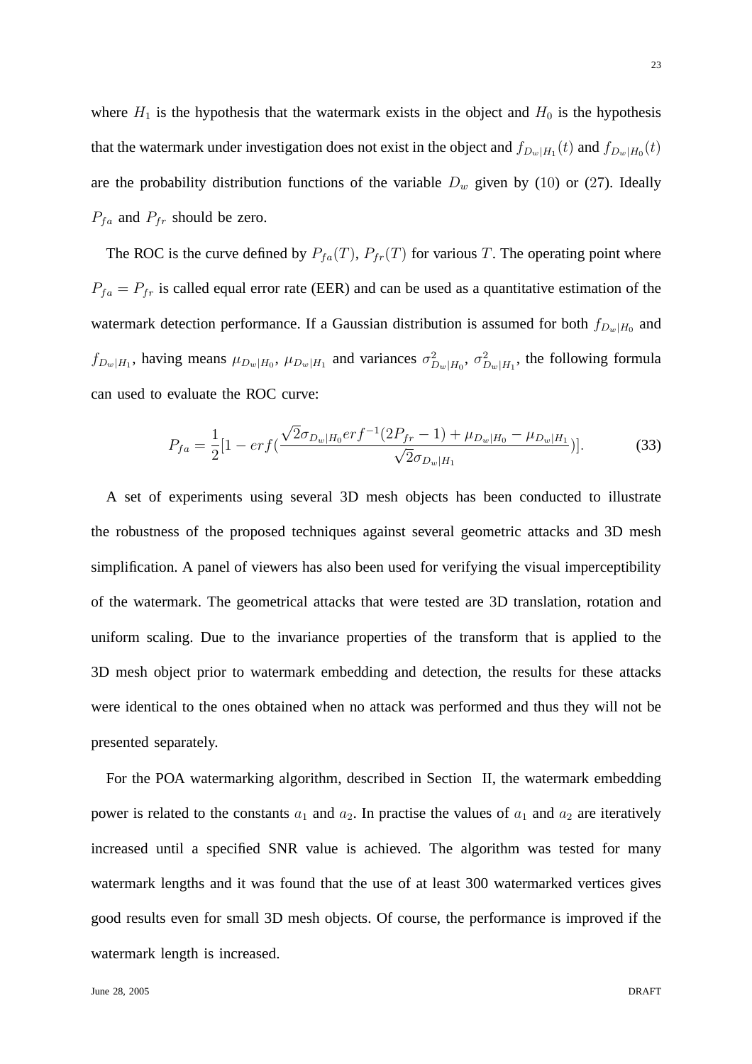where $H_1$ is the hypothesis that the watermark exists in the object and $H_0$ is the hypothesis that the watermark under investigation does not exist in the object and $f_{D_w|H_1}(t)$ and $f_{D_w|H_0}(t)$ are the probability distribution functions of the variable $D_w$ given by (10) or (27). Ideally $P_{fa}$ and $P_{fr}$ should be zero.

The ROC is the curve defined by $P_{fa}(T)$, $P_{fr}(T)$ for various $T$. The operating point where $P_{fa} = P_{fr}$ is called equal error rate (EER) and can be used as a quantitative estimation of the watermark detection performance. If a Gaussian distribution is assumed for both $f_{D_w|H_0}$ and $f_{D_w|H_1}$, having means $\mu_{D_w|H_0}$, $\mu_{D_w|H_1}$ and variances $\sigma^2_{D_w|H_0}$, $\sigma^2_{D_w|H_1}$, the following formula can used to evaluate the ROC curve:

$$P_{fa} = \frac{1}{2}[1 - erf(\frac{\sqrt{2}\sigma_{D_w|H_0} erf^{-1}(2P_{fr} - 1) + \mu_{D_w|H_0} - \mu_{D_w|H_1}}{\sqrt{2}\sigma_{D_w|H_1}})]. \tag{33}$$

A set of experiments using several 3D mesh objects has been conducted to illustrate the robustness of the proposed techniques against several geometric attacks and 3D mesh simplification. A panel of viewers has also been used for verifying the visual imperceptibility of the watermark. The geometrical attacks that were tested are 3D translation, rotation and uniform scaling. Due to the invariance properties of the transform that is applied to the 3D mesh object prior to watermark embedding and detection, the results for these attacks were identical to the ones obtained when no attack was performed and thus they will not be presented separately.

For the POA watermarking algorithm, described in Section II, the watermark embedding power is related to the constants $a_1$ and $a_2$. In practise the values of $a_1$ and $a_2$ are iteratively increased until a specified SNR value is achieved. The algorithm was tested for many watermark lengths and it was found that the use of at least 300 watermarked vertices gives good results even for small 3D mesh objects. Of course, the performance is improved if the watermark length is increased.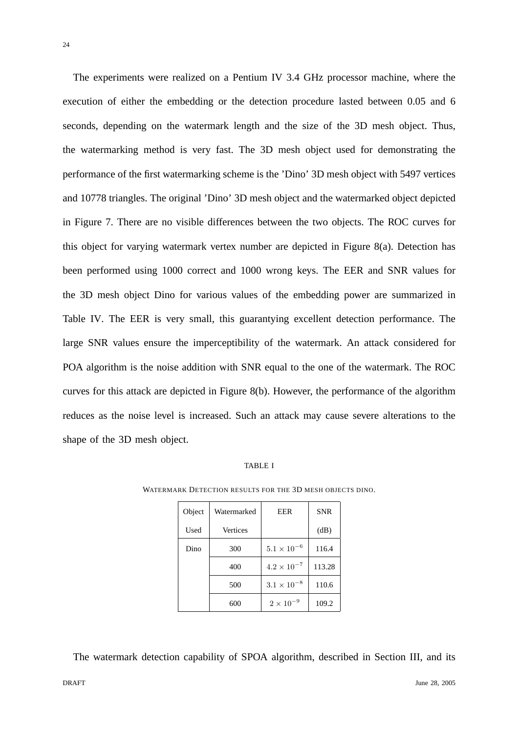The experiments were realized on a Pentium IV 3.4 GHz processor machine, where the execution of either the embedding or the detection procedure lasted between 0.05 and 6 seconds, depending on the watermark length and the size of the 3D mesh object. Thus, the watermarking method is very fast. The 3D mesh object used for demonstrating the performance of the first watermarking scheme is the 'Dino' 3D mesh object with 5497 vertices and 10778 triangles. The original 'Dino' 3D mesh object and the watermarked object depicted in Figure 7. There are no visible differences between the two objects. The ROC curves for this object for varying watermark vertex number are depicted in Figure 8(a). Detection has been performed using 1000 correct and 1000 wrong keys. The EER and SNR values for the 3D mesh object Dino for various values of the embedding power are summarized in Table IV. The EER is very small, this guarantying excellent detection performance. The large SNR values ensure the imperceptibility of the watermark. An attack considered for POA algorithm is the noise addition with SNR equal to the one of the watermark. The ROC curves for this attack are depicted in Figure 8(b). However, the performance of the algorithm reduces as the noise level is increased. Such an attack may cause severe alterations to the shape of the 3D mesh object.

TABLE I

WATERMARK DETECTION RESULTS FOR THE 3D MESH OBJECTS DINO.

| Object Used | Watermarked Vertices | EER | SNR (dB) |
| --- | --- | --- | --- |
| Dino | 300 | $5.1 \times 10^{-6}$ | 116.4 |
| | 400 | $4.2 \times 10^{-7}$ | 113.28 |
| | 500 | $3.1 \times 10^{-8}$ | 110.6 |
| | 600 | $2 \times 10^{-9}$ | 109.2 |

The watermark detection capability of SPOA algorithm, described in Section III, and its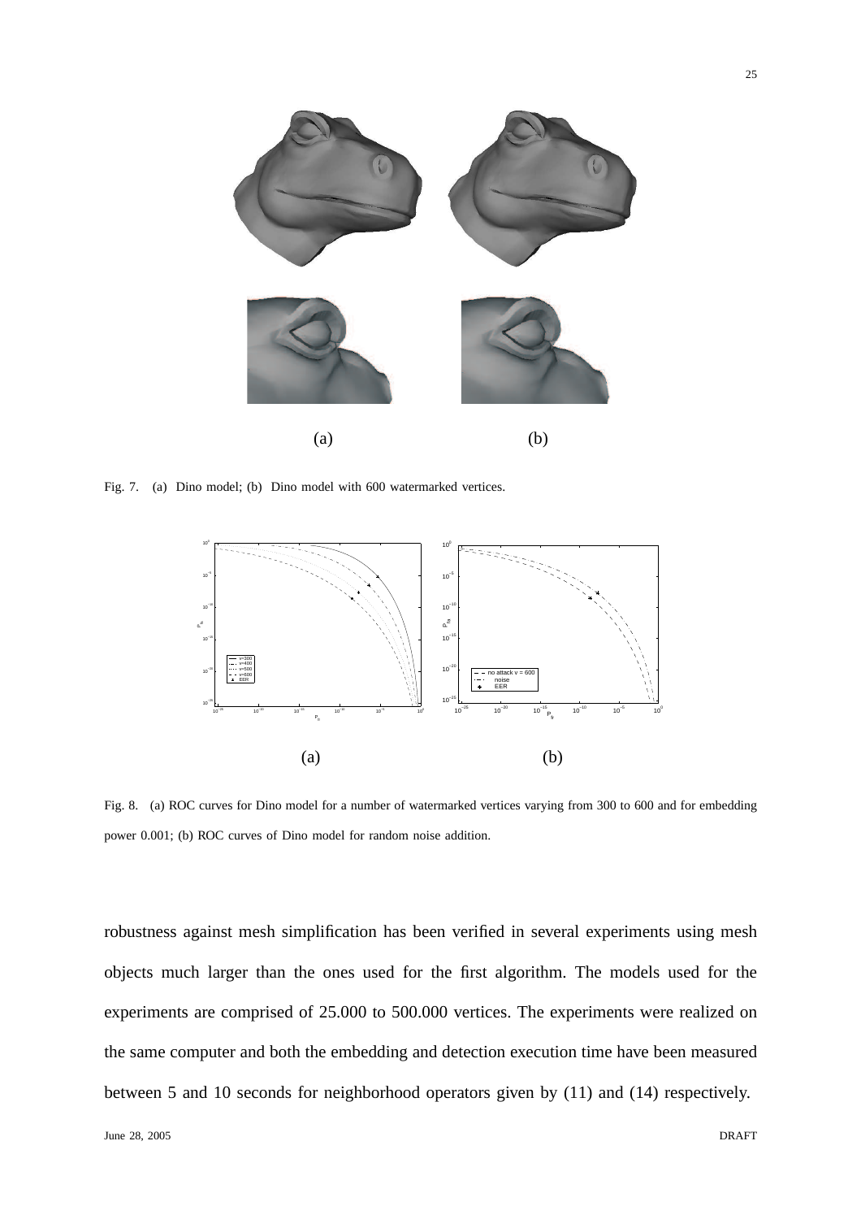(a) (b)

Fig. 7. (a) Dino model; (b) Dino model with 600 watermarked vertices.

(a) (b)

Fig. 8. (a) ROC curves for Dino model for a number of watermarked vertices varying from 300 to 600 and for embedding power 0.001; (b) ROC curves of Dino model for random noise addition.

robustness against mesh simplification has been verified in several experiments using mesh objects much larger than the ones used for the first algorithm. The models used for the experiments are comprised of 25.000 to 500.000 vertices. The experiments were realized on the same computer and both the embedding and detection execution time have been measured between 5 and 10 seconds for neighborhood operators given by (11) and (14) respectively.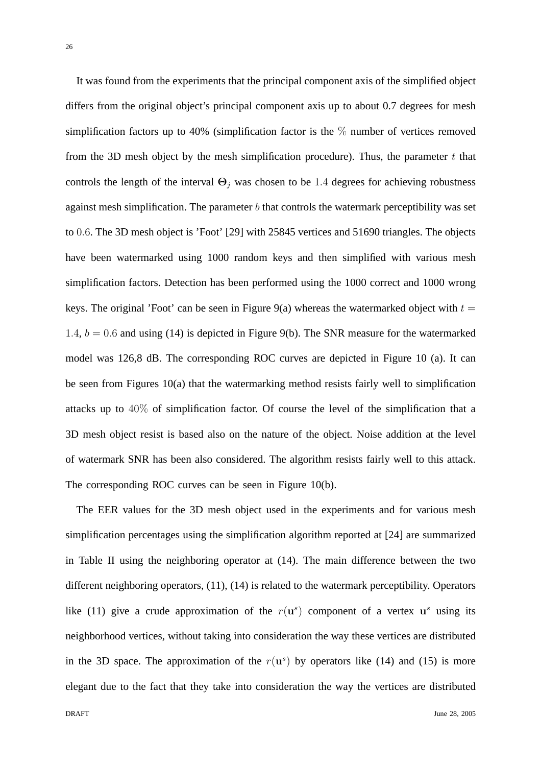It was found from the experiments that the principal component axis of the simplified object differs from the original object's principal component axis up to about 0.7 degrees for mesh simplification factors up to 40% (simplification factor is the $\%$ number of vertices removed from the 3D mesh object by the mesh simplification procedure). Thus, the parameter $t$ that controls the length of the interval $\mathbf{\Theta}_j$ was chosen to be $1.4$ degrees for achieving robustness against mesh simplification. The parameter $b$ that controls the watermark perceptibility was set to $0.6$. The 3D mesh object is 'Foot' [29] with 25845 vertices and 51690 triangles. The objects have been watermarked using 1000 random keys and then simplified with various mesh simplification factors. Detection has been performed using the 1000 correct and 1000 wrong keys. The original 'Foot' can be seen in Figure 9(a) whereas the watermarked object with $t = 1.4$, $b = 0.6$ and using (14) is depicted in Figure 9(b). The SNR measure for the watermarked model was 126,8 dB. The corresponding ROC curves are depicted in Figure 10 (a). It can be seen from Figures 10(a) that the watermarking method resists fairly well to simplification attacks up to $40\%$ of simplification factor. Of course the level of the simplification that a 3D mesh object resist is based also on the nature of the object. Noise addition at the level of watermark SNR has been also considered. The algorithm resists fairly well to this attack. The corresponding ROC curves can be seen in Figure 10(b).

The EER values for the 3D mesh object used in the experiments and for various mesh simplification percentages using the simplification algorithm reported at [24] are summarized in Table II using the neighboring operator at (14). The main difference between the two different neighboring operators, (11), (14) is related to the watermark perceptibility. Operators like (11) give a crude approximation of the $r(\mathbf{u}^s)$ component of a vertex $\mathbf{u}^s$ using its neighborhood vertices, without taking into consideration the way these vertices are distributed in the 3D space. The approximation of the $r(\mathbf{u}^s)$ by operators like (14) and (15) is more elegant due to the fact that they take into consideration the way the vertices are distributed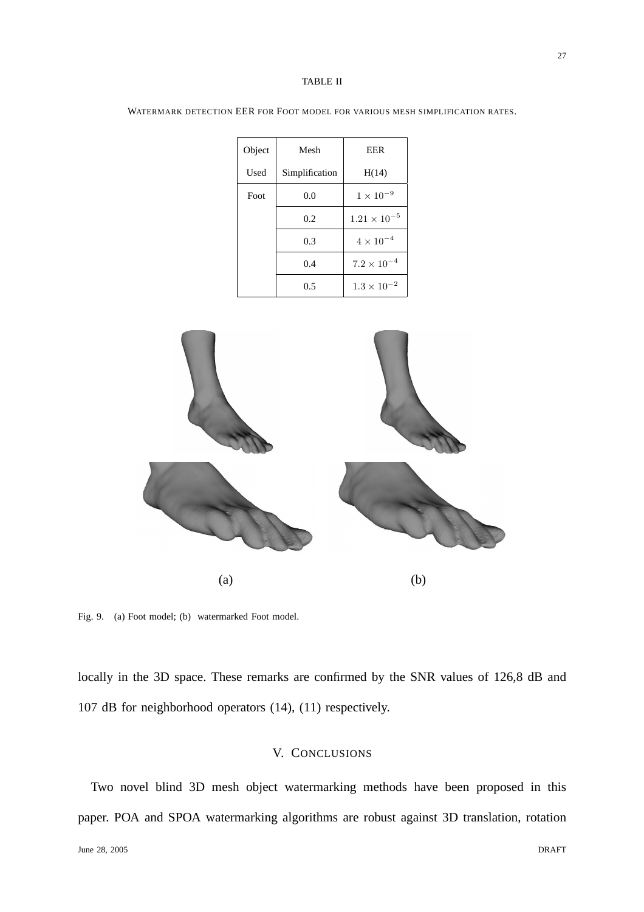TABLE II

WATERMARK DETECTION EER FOR FOOT MODEL FOR VARIOUS MESH SIMPLIFICATION RATES.

| Object Used | Mesh Simplification | EER H(14) |
|---|---|---|
| Foot | 0.0 | $1 \times 10^{-9}$ |
| | 0.2 | $1.21 \times 10^{-5}$ |
| | 0.3 | $4 \times 10^{-4}$ |
| | 0.4 | $7.2 \times 10^{-4}$ |
| | 0.5 | $1.3 \times 10^{-2}$ |

(a) (b)

Fig. 9. (a) Foot model; (b) watermarked Foot model.

locally in the 3D space. These remarks are confirmed by the SNR values of 126,8 dB and 107 dB for neighborhood operators (14), (11) respectively.

## V. CONCLUSIONS

Two novel blind 3D mesh object watermarking methods have been proposed in this paper. POA and SPOA watermarking algorithms are robust against 3D translation, rotation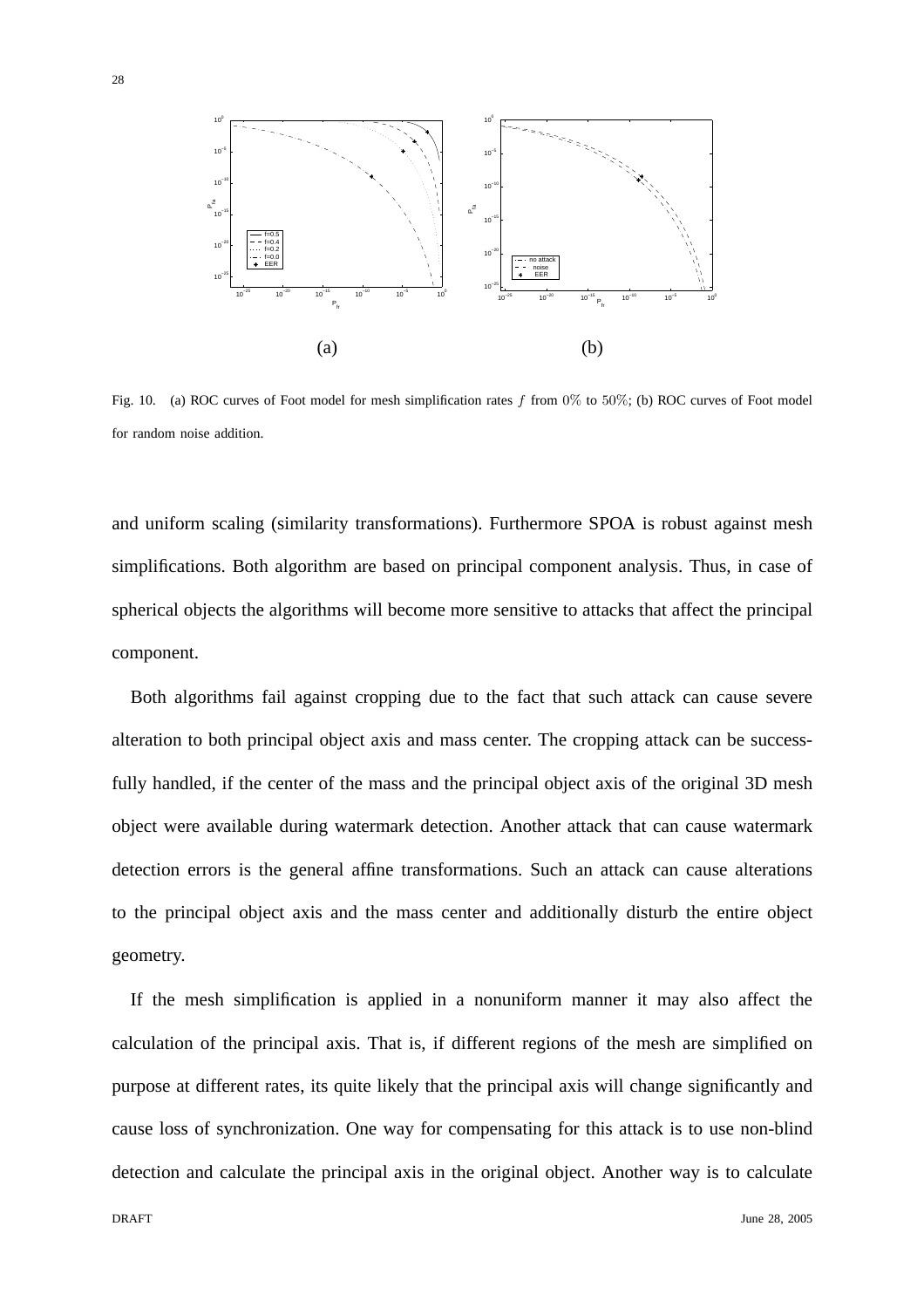(a) (b)

Fig. 10. (a) ROC curves of Foot model for mesh simplification rates $f$ from $0\%$ to $50\%$; (b) ROC curves of Foot model for random noise addition.

and uniform scaling (similarity transformations). Furthermore SPOA is robust against mesh simplifications. Both algorithm are based on principal component analysis. Thus, in case of spherical objects the algorithms will become more sensitive to attacks that affect the principal component.

Both algorithms fail against cropping due to the fact that such attack can cause severe alteration to both principal object axis and mass center. The cropping attack can be successfully handled, if the center of the mass and the principal object axis of the original 3D mesh object were available during watermark detection. Another attack that can cause watermark detection errors is the general affine transformations. Such an attack can cause alterations to the principal object axis and the mass center and additionally disturb the entire object geometry.

If the mesh simplification is applied in a nonuniform manner it may also affect the calculation of the principal axis. That is, if different regions of the mesh are simplified on purpose at different rates, its quite likely that the principal axis will change significantly and cause loss of synchronization. One way for compensating for this attack is to use non-blind detection and calculate the principal axis in the original object. Another way is to calculate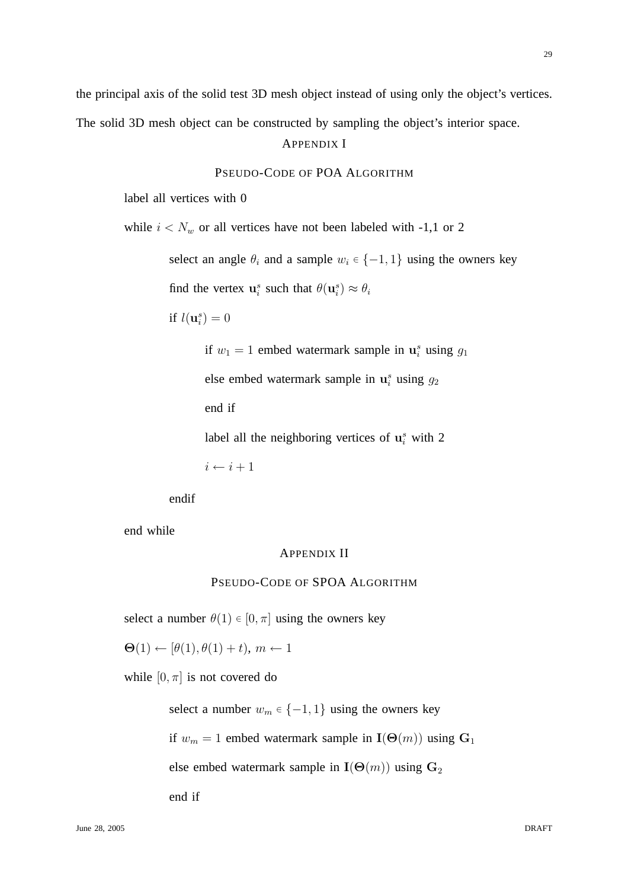the principal axis of the solid test 3D mesh object instead of using only the object's vertices. The solid 3D mesh object can be constructed by sampling the object's interior space.

## APPENDIX I

## PSEUDO-CODE OF POA ALGORITHM

label all vertices with 0

while $i < N_w$ or all vertices have not been labeled with -1,1 or 2

> select an angle $\theta_i$ and a sample $w_i \in \{-1, 1\}$ using the owners key
>
> find the vertex $\mathbf{u}_i^s$ such that $\theta(\mathbf{u}_i^s) \approx \theta_i$
>
> if $l(\mathbf{u}_i^s) = 0$
>
> > if $w_1 = 1$ embed watermark sample in $\mathbf{u}_i^s$ using $g_1$
> >
> > else embed watermark sample in $\mathbf{u}_i^s$ using $g_2$
> >
> > end if
> >
> > label all the neighboring vertices of $\mathbf{u}_i^s$ with 2
> >
> > $i \leftarrow i + 1$
>
> endif

end while

## APPENDIX II

## PSEUDO-CODE OF SPOA ALGORITHM

select a number $\theta(1) \in [0, \pi]$ using the owners key

$\mathbf{\Theta}(1) \leftarrow [\theta(1), \theta(1) + t)$, $m \leftarrow 1$

while $[0, \pi]$ is not covered do

> select a number $w_m \in \{-1, 1\}$ using the owners key
>
> if $w_m = 1$ embed watermark sample in $\mathbf{I}(\mathbf{\Theta}(m))$ using $\mathbf{G}_1$
>
> else embed watermark sample in $\mathbf{I}(\mathbf{\Theta}(m))$ using $\mathbf{G}_2$
>
> end if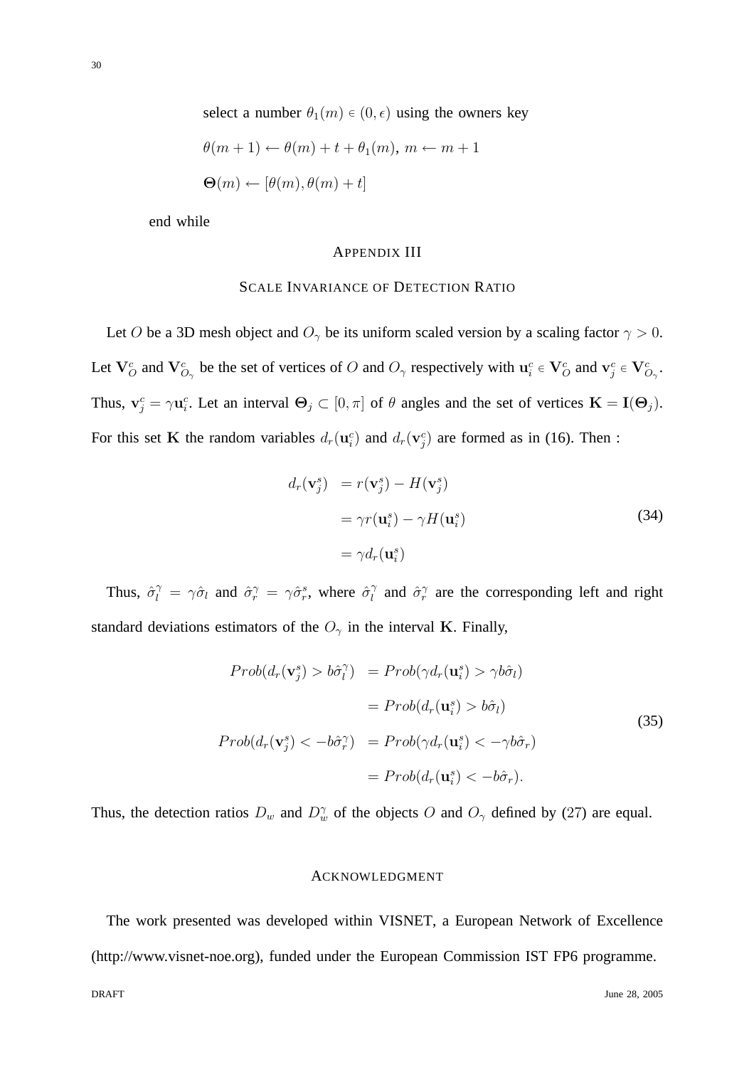select a number $\theta_1(m) \in (0, \epsilon)$ using the owners key

$\theta(m+1) \leftarrow \theta(m) + t + \theta_1(m)$, $m \leftarrow m + 1$

$\mathbf{\Theta}(m) \leftarrow [\theta(m), \theta(m) + t]$

end while

## APPENDIX III

## SCALE INVARIANCE OF DETECTION RATIO

Let $O$ be a 3D mesh object and $O_\gamma$ be its uniform scaled version by a scaling factor $\gamma > 0$. Let $\mathbf{V}_O^c$ and $\mathbf{V}_{O_\gamma}^c$ be the set of vertices of $O$ and $O_\gamma$ respectively with $\mathbf{u}_i^c \in \mathbf{V}_O^c$ and $\mathbf{v}_j^c \in \mathbf{V}_{O_\gamma}^c$. Thus, $\mathbf{v}_j^c = \gamma \mathbf{u}_i^c$. Let an interval $\mathbf{\Theta}_j \subset [0, \pi]$ of $\theta$ angles and the set of vertices $\mathbf{K} = \mathbf{I}(\mathbf{\Theta}_j)$. For this set $\mathbf{K}$ the random variables $d_r(\mathbf{u}_i^c)$ and $d_r(\mathbf{v}_j^c)$ are formed as in (16). Then :

$$
\begin{aligned}
d_r(\mathbf{v}_j^s) &= r(\mathbf{v}_j^s) - H(\mathbf{v}_j^s) \\
&= \gamma r(\mathbf{u}_i^s) - \gamma H(\mathbf{u}_i^s) \\
&= \gamma d_r(\mathbf{u}_i^s)
\end{aligned}
\tag{34}
$$

Thus, $\hat{\sigma}_l^\gamma = \gamma \hat{\sigma}_l$ and $\hat{\sigma}_r^\gamma = \gamma \hat{\sigma}_r^s$, where $\hat{\sigma}_l^\gamma$ and $\hat{\sigma}_r^\gamma$ are the corresponding left and right standard deviations estimators of the $O_\gamma$ in the interval $\mathbf{K}$. Finally,

$$
\begin{aligned}
Prob(d_r(\mathbf{v}_j^s) > b\hat{\sigma}_l^\gamma) &= Prob(\gamma d_r(\mathbf{u}_i^s) > \gamma b \hat{\sigma}_l) \\
&= Prob(d_r(\mathbf{u}_i^s) > b\hat{\sigma}_l) \\
Prob(d_r(\mathbf{v}_j^s) < -b\hat{\sigma}_r^\gamma) &= Prob(\gamma d_r(\mathbf{u}_i^s) < -\gamma b \hat{\sigma}_r) \\
&= Prob(d_r(\mathbf{u}_i^s) < -b\hat{\sigma}_r).
\end{aligned}
\tag{35}
$$

Thus, the detection ratios $D_w$ and $D_w^\gamma$ of the objects $O$ and $O_\gamma$ defined by (27) are equal.

## ACKNOWLEDGMENT

The work presented was developed within VISNET, a European Network of Excellence (http://www.visnet-noe.org), funded under the European Commission IST FP6 programme.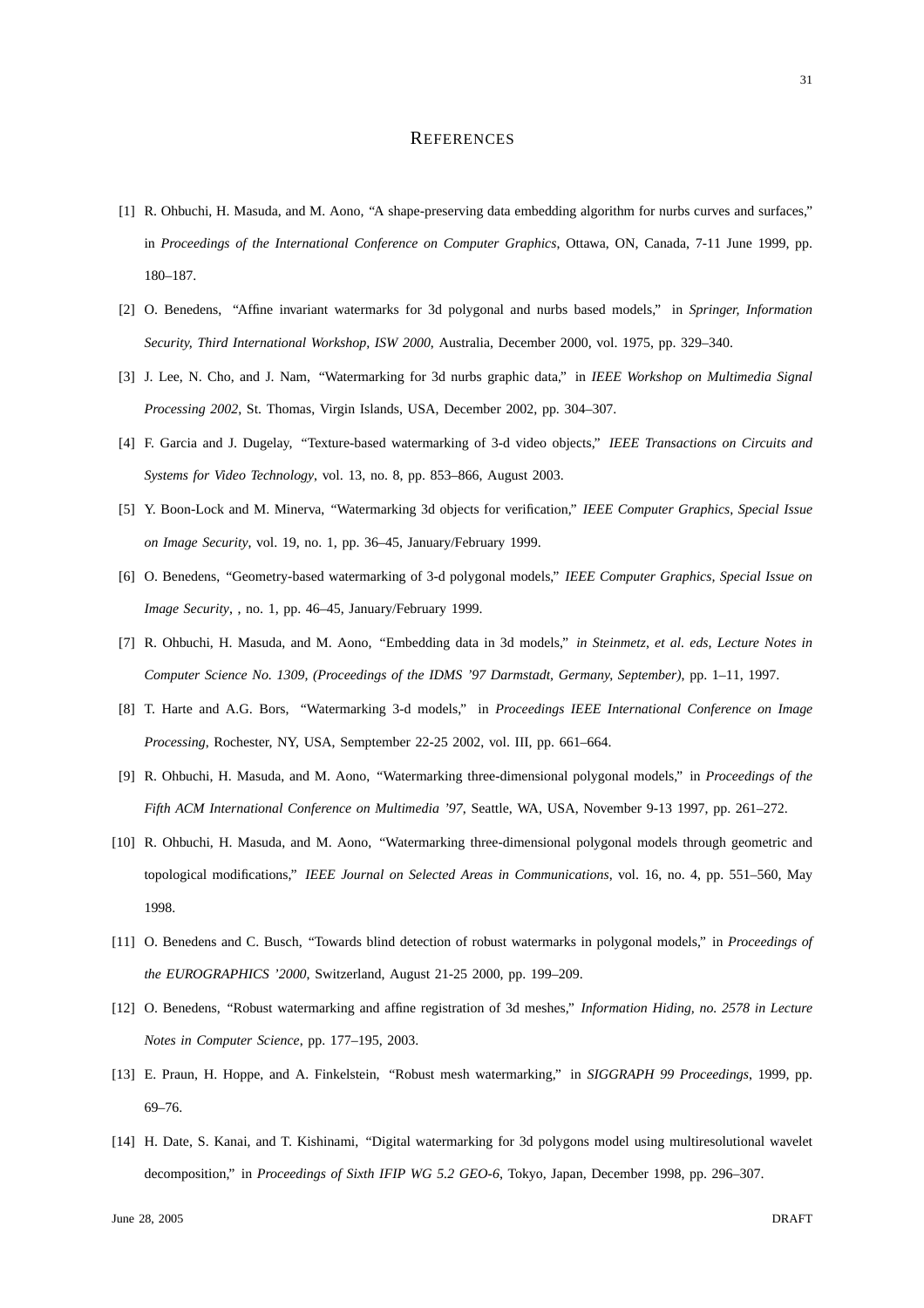# REFERENCES

[1] R. Ohbuchi, H. Masuda, and M. Aono, "A shape-preserving data embedding algorithm for nurbs curves and surfaces," in *Proceedings of the International Conference on Computer Graphics*, Ottawa, ON, Canada, 7-11 June 1999, pp. 180–187.

[2] O. Benedens, "Affine invariant watermarks for 3d polygonal and nurbs based models," in *Springer, Information Security, Third International Workshop, ISW 2000*, Australia, December 2000, vol. 1975, pp. 329–340.

[3] J. Lee, N. Cho, and J. Nam, "Watermarking for 3d nurbs graphic data," in *IEEE Workshop on Multimedia Signal Processing 2002*, St. Thomas, Virgin Islands, USA, December 2002, pp. 304–307.

[4] F. Garcia and J. Dugelay, "Texture-based watermarking of 3-d video objects," *IEEE Transactions on Circuits and Systems for Video Technology*, vol. 13, no. 8, pp. 853–866, August 2003.

[5] Y. Boon-Lock and M. Minerva, "Watermarking 3d objects for verification," *IEEE Computer Graphics, Special Issue on Image Security*, vol. 19, no. 1, pp. 36–45, January/February 1999.

[6] O. Benedens, "Geometry-based watermarking of 3-d polygonal models," *IEEE Computer Graphics, Special Issue on Image Security*, , no. 1, pp. 46–45, January/February 1999.

[7] R. Ohbuchi, H. Masuda, and M. Aono, "Embedding data in 3d models," *in Steinmetz, et al. eds, Lecture Notes in Computer Science No. 1309, (Proceedings of the IDMS '97 Darmstadt, Germany, September)*, pp. 1–11, 1997.

[8] T. Harte and A.G. Bors, "Watermarking 3-d models," in *Proceedings IEEE International Conference on Image Processing*, Rochester, NY, USA, Semptember 22-25 2002, vol. III, pp. 661–664.

[9] R. Ohbuchi, H. Masuda, and M. Aono, "Watermarking three-dimensional polygonal models," in *Proceedings of the Fifth ACM International Conference on Multimedia '97*, Seattle, WA, USA, November 9-13 1997, pp. 261–272.

[10] R. Ohbuchi, H. Masuda, and M. Aono, "Watermarking three-dimensional polygonal models through geometric and topological modifications," *IEEE Journal on Selected Areas in Communications*, vol. 16, no. 4, pp. 551–560, May 1998.

[11] O. Benedens and C. Busch, "Towards blind detection of robust watermarks in polygonal models," in *Proceedings of the EUROGRAPHICS '2000*, Switzerland, August 21-25 2000, pp. 199–209.

[12] O. Benedens, "Robust watermarking and affine registration of 3d meshes," *Information Hiding, no. 2578 in Lecture Notes in Computer Science*, pp. 177–195, 2003.

[13] E. Praun, H. Hoppe, and A. Finkelstein, "Robust mesh watermarking," in *SIGGRAPH 99 Proceedings*, 1999, pp. 69–76.

[14] H. Date, S. Kanai, and T. Kishinami, "Digital watermarking for 3d polygons model using multiresolutional wavelet decomposition," in *Proceedings of Sixth IFIP WG 5.2 GEO-6*, Tokyo, Japan, December 1998, pp. 296–307.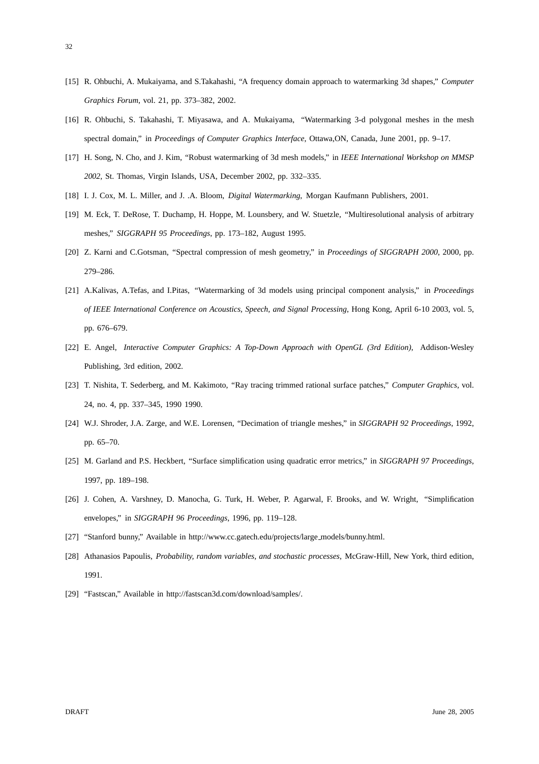[15] R. Ohbuchi, A. Mukaiyama, and S.Takahashi, "A frequency domain approach to watermarking 3d shapes," *Computer Graphics Forum*, vol. 21, pp. 373–382, 2002.

[16] R. Ohbuchi, S. Takahashi, T. Miyasawa, and A. Mukaiyama, "Watermarking 3-d polygonal meshes in the mesh spectral domain," in *Proceedings of Computer Graphics Interface*, Ottawa,ON, Canada, June 2001, pp. 9–17.

[17] H. Song, N. Cho, and J. Kim, "Robust watermarking of 3d mesh models," in *IEEE International Workshop on MMSP 2002*, St. Thomas, Virgin Islands, USA, December 2002, pp. 332–335.

[18] I. J. Cox, M. L. Miller, and J. .A. Bloom, *Digital Watermarking*, Morgan Kaufmann Publishers, 2001.

[19] M. Eck, T. DeRose, T. Duchamp, H. Hoppe, M. Lounsbery, and W. Stuetzle, "Multiresolutional analysis of arbitrary meshes," *SIGGRAPH 95 Proceedings*, pp. 173–182, August 1995.

[20] Z. Karni and C.Gotsman, "Spectral compression of mesh geometry," in *Proceedings of SIGGRAPH 2000*, 2000, pp. 279–286.

[21] A.Kalivas, A.Tefas, and I.Pitas, "Watermarking of 3d models using principal component analysis," in *Proceedings of IEEE International Conference on Acoustics, Speech, and Signal Processing*, Hong Kong, April 6-10 2003, vol. 5, pp. 676–679.

[22] E. Angel, *Interactive Computer Graphics: A Top-Down Approach with OpenGL (3rd Edition)*, Addison-Wesley Publishing, 3rd edition, 2002.

[23] T. Nishita, T. Sederberg, and M. Kakimoto, "Ray tracing trimmed rational surface patches," *Computer Graphics*, vol. 24, no. 4, pp. 337–345, 1990 1990.

[24] W.J. Shroder, J.A. Zarge, and W.E. Lorensen, "Decimation of triangle meshes," in *SIGGRAPH 92 Proceedings*, 1992, pp. 65–70.

[25] M. Garland and P.S. Heckbert, "Surface simplification using quadratic error metrics," in *SIGGRAPH 97 Proceedings*, 1997, pp. 189–198.

[26] J. Cohen, A. Varshney, D. Manocha, G. Turk, H. Weber, P. Agarwal, F. Brooks, and W. Wright, "Simplification envelopes," in *SIGGRAPH 96 Proceedings*, 1996, pp. 119–128.

[27] "Stanford bunny," Available in http://www.cc.gatech.edu/projects/large_models/bunny.html.

[28] Athanasios Papoulis, *Probability, random variables, and stochastic processes*, McGraw-Hill, New York, third edition, 1991.

[29] "Fastscan," Available in http://fastscan3d.com/download/samples/.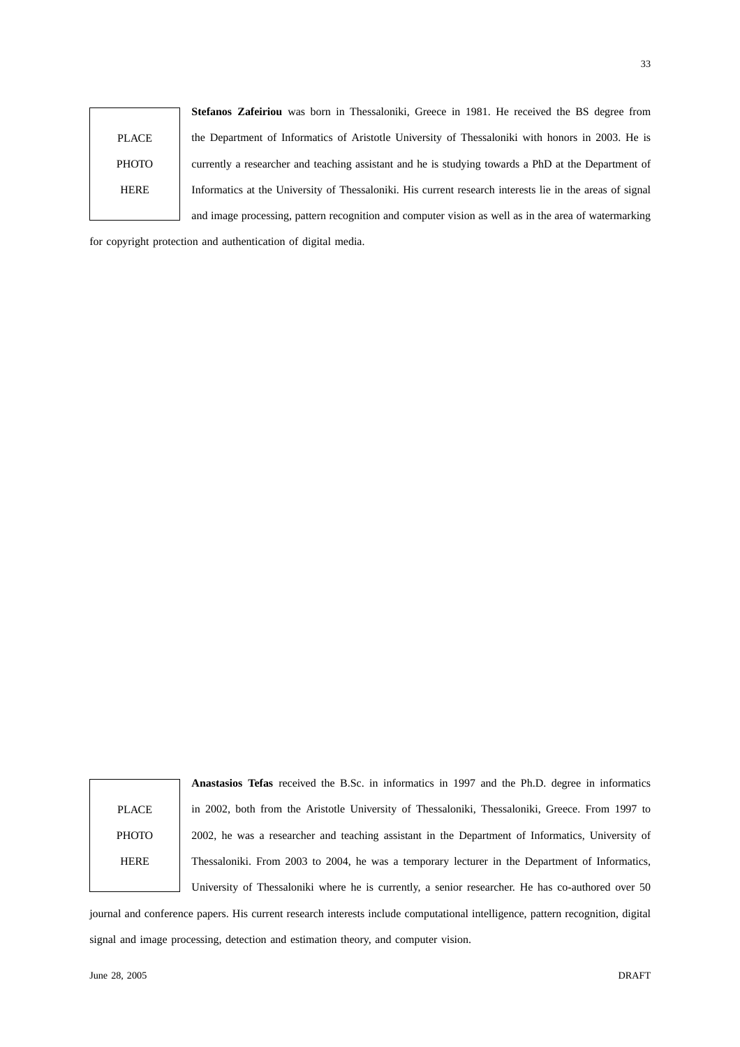PLACE PHOTO HERE

**Stefanos Zafeiriou** was born in Thessaloniki, Greece in 1981. He received the BS degree from the Department of Informatics of Aristotle University of Thessaloniki with honors in 2003. He is currently a researcher and teaching assistant and he is studying towards a PhD at the Department of Informatics at the University of Thessaloniki. His current research interests lie in the areas of signal and image processing, pattern recognition and computer vision as well as in the area of watermarking for copyright protection and authentication of digital media.

PLACE PHOTO HERE

**Anastasios Tefas** received the B.Sc. in informatics in 1997 and the Ph.D. degree in informatics in 2002, both from the Aristotle University of Thessaloniki, Thessaloniki, Greece. From 1997 to 2002, he was a researcher and teaching assistant in the Department of Informatics, University of Thessaloniki. From 2003 to 2004, he was a temporary lecturer in the Department of Informatics, University of Thessaloniki where he is currently, a senior researcher. He has co-authored over 50 journal and conference papers. His current research interests include computational intelligence, pattern recognition, digital signal and image processing, detection and estimation theory, and computer vision.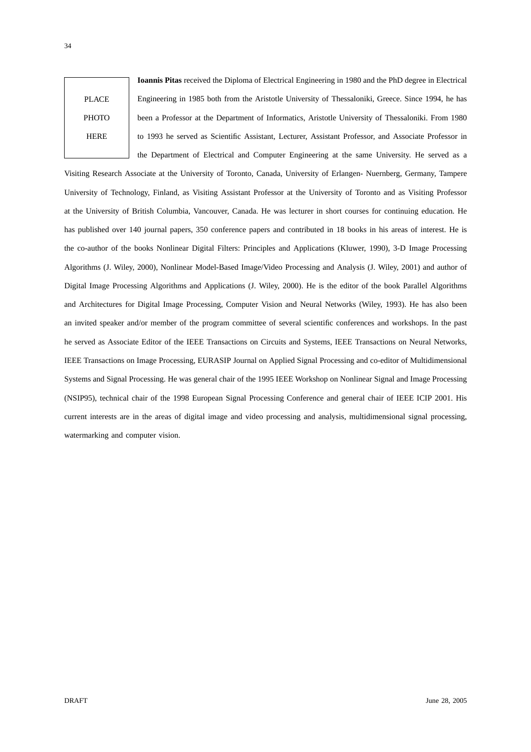PLACE PHOTO HERE

**Ioannis Pitas** received the Diploma of Electrical Engineering in 1980 and the PhD degree in Electrical Engineering in 1985 both from the Aristotle University of Thessaloniki, Greece. Since 1994, he has been a Professor at the Department of Informatics, Aristotle University of Thessaloniki. From 1980 to 1993 he served as Scientific Assistant, Lecturer, Assistant Professor, and Associate Professor in the Department of Electrical and Computer Engineering at the same University. He served as a Visiting Research Associate at the University of Toronto, Canada, University of Erlangen- Nuernberg, Germany, Tampere University of Technology, Finland, as Visiting Assistant Professor at the University of Toronto and as Visiting Professor at the University of British Columbia, Vancouver, Canada. He was lecturer in short courses for continuing education. He has published over 140 journal papers, 350 conference papers and contributed in 18 books in his areas of interest. He is the co-author of the books Nonlinear Digital Filters: Principles and Applications (Kluwer, 1990), 3-D Image Processing Algorithms (J. Wiley, 2000), Nonlinear Model-Based Image/Video Processing and Analysis (J. Wiley, 2001) and author of Digital Image Processing Algorithms and Applications (J. Wiley, 2000). He is the editor of the book Parallel Algorithms and Architectures for Digital Image Processing, Computer Vision and Neural Networks (Wiley, 1993). He has also been an invited speaker and/or member of the program committee of several scientific conferences and workshops. In the past he served as Associate Editor of the IEEE Transactions on Circuits and Systems, IEEE Transactions on Neural Networks, IEEE Transactions on Image Processing, EURASIP Journal on Applied Signal Processing and co-editor of Multidimensional Systems and Signal Processing. He was general chair of the 1995 IEEE Workshop on Nonlinear Signal and Image Processing (NSIP95), technical chair of the 1998 European Signal Processing Conference and general chair of IEEE ICIP 2001. His current interests are in the areas of digital image and video processing and analysis, multidimensional signal processing, watermarking and computer vision.